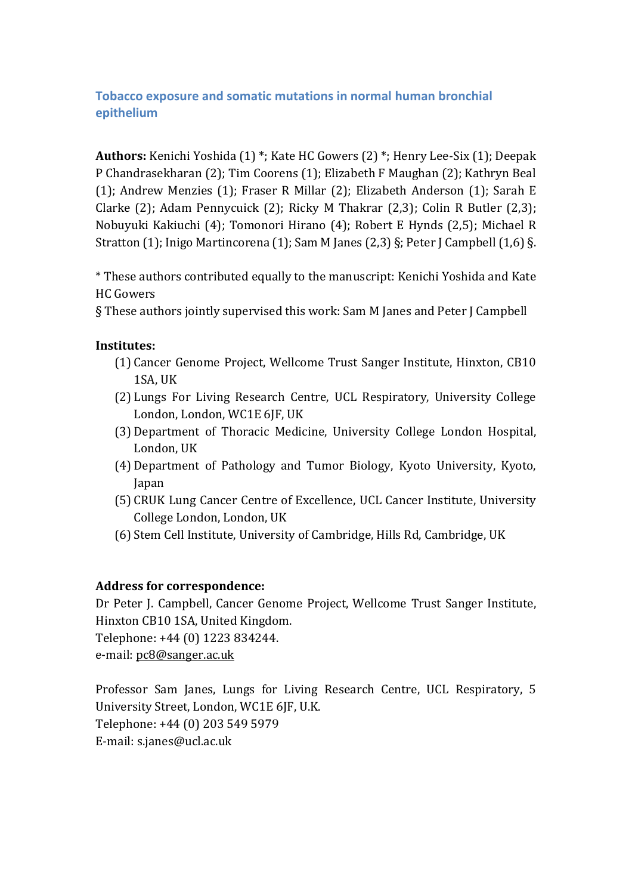# Tobacco exposure and somatic mutations in normal human bronchial epithelium

**Authors:** Kenichi Yoshida (1) *; Kate HC Gowers (2) *; Henry Lee-Six (1); Deepak P Chandrasekharan (2); Tim Coorens (1); Elizabeth F Maughan (2); Kathryn Beal (1); Andrew Menzies (1); Fraser R Millar (2); Elizabeth Anderson (1); Sarah E Clarke (2); Adam Pennycuick (2); Ricky M Thakrar (2,3); Colin R Butler (2,3); Nobuyuki Kakiuchi (4); Tomonori Hirano (4); Robert E Hynds (2,5); Michael R Stratton (1); Inigo Martincorena (1); Sam M Janes (2,3) §; Peter J Campbell (1,6) §.

* These authors contributed equally to the manuscript: Kenichi Yoshida and Kate HC Gowers

§ These authors jointly supervised this work: Sam M Janes and Peter J Campbell

**Institutes:**

1. Cancer Genome Project, Wellcome Trust Sanger Institute, Hinxton, CB10 1SA, UK
2. Lungs For Living Research Centre, UCL Respiratory, University College London, London, WC1E 6JF, UK
3. Department of Thoracic Medicine, University College London Hospital, London, UK
4. Department of Pathology and Tumor Biology, Kyoto University, Kyoto, Japan
5. CRUK Lung Cancer Centre of Excellence, UCL Cancer Institute, University College London, London, UK
6. Stem Cell Institute, University of Cambridge, Hills Rd, Cambridge, UK

**Address for correspondence:**

Dr Peter J. Campbell, Cancer Genome Project, Wellcome Trust Sanger Institute, Hinxton CB10 1SA, United Kingdom.
Telephone: +44 (0) 1223 834244.
e-mail: pc8@sanger.ac.uk

Professor Sam Janes, Lungs for Living Research Centre, UCL Respiratory, 5 University Street, London, WC1E 6JF, U.K.
Telephone: +44 (0) 203 549 5979
E-mail: s.janes@ucl.ac.uk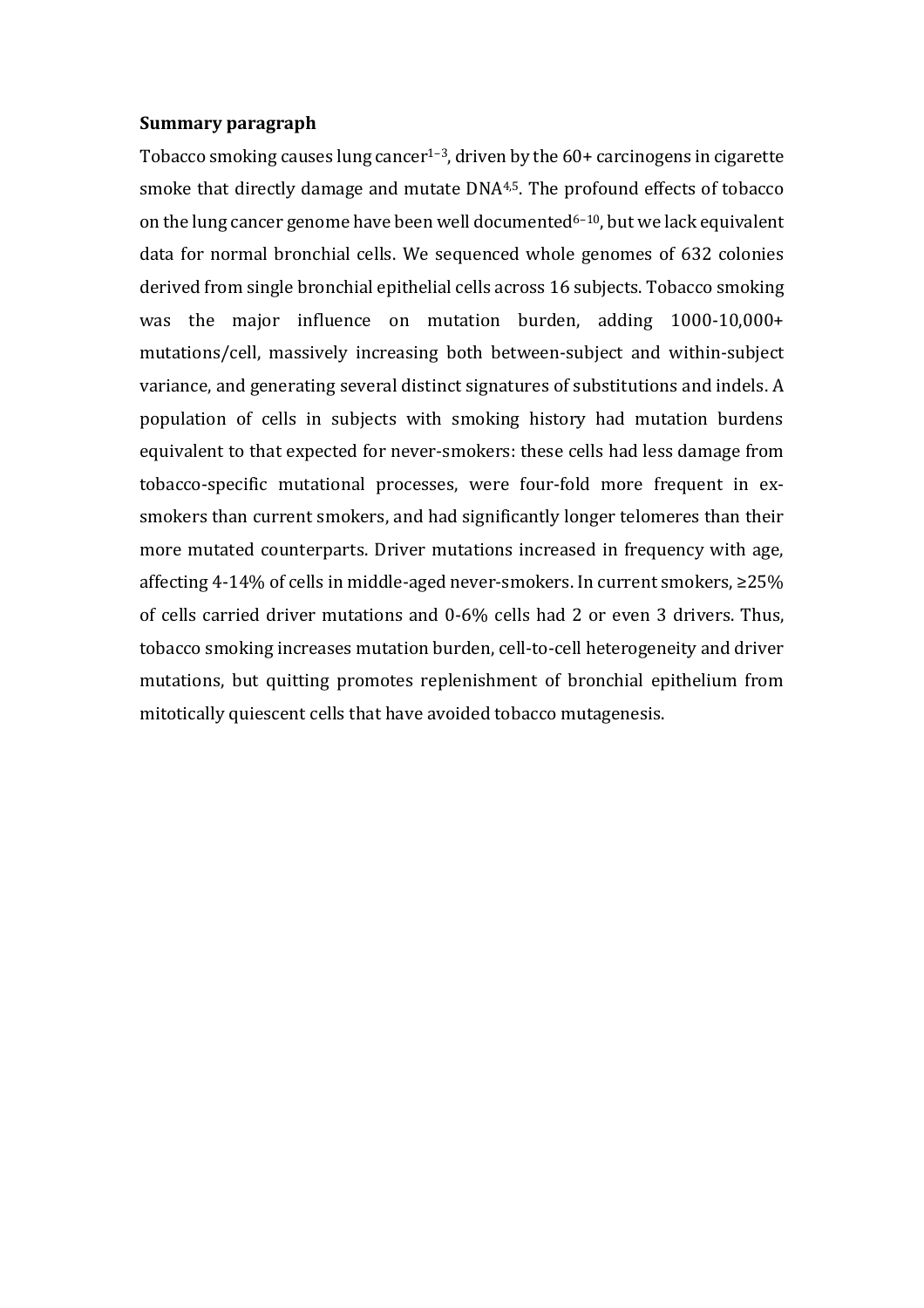**Summary paragraph**

Tobacco smoking causes lung cancer[1–3], driven by the 60+ carcinogens in cigarette smoke that directly damage and mutate DNA[4,5]. The profound effects of tobacco on the lung cancer genome have been well documented[6–10], but we lack equivalent data for normal bronchial cells. We sequenced whole genomes of 632 colonies derived from single bronchial epithelial cells across 16 subjects. Tobacco smoking was the major influence on mutation burden, adding 1000-10,000+ mutations/cell, massively increasing both between-subject and within-subject variance, and generating several distinct signatures of substitutions and indels. A population of cells in subjects with smoking history had mutation burdens equivalent to that expected for never-smokers: these cells had less damage from tobacco-specific mutational processes, were four-fold more frequent in ex-smokers than current smokers, and had significantly longer telomeres than their more mutated counterparts. Driver mutations increased in frequency with age, affecting 4-14% of cells in middle-aged never-smokers. In current smokers, ≥25% of cells carried driver mutations and 0-6% cells had 2 or even 3 drivers. Thus, tobacco smoking increases mutation burden, cell-to-cell heterogeneity and driver mutations, but quitting promotes replenishment of bronchial epithelium from mitotically quiescent cells that have avoided tobacco mutagenesis.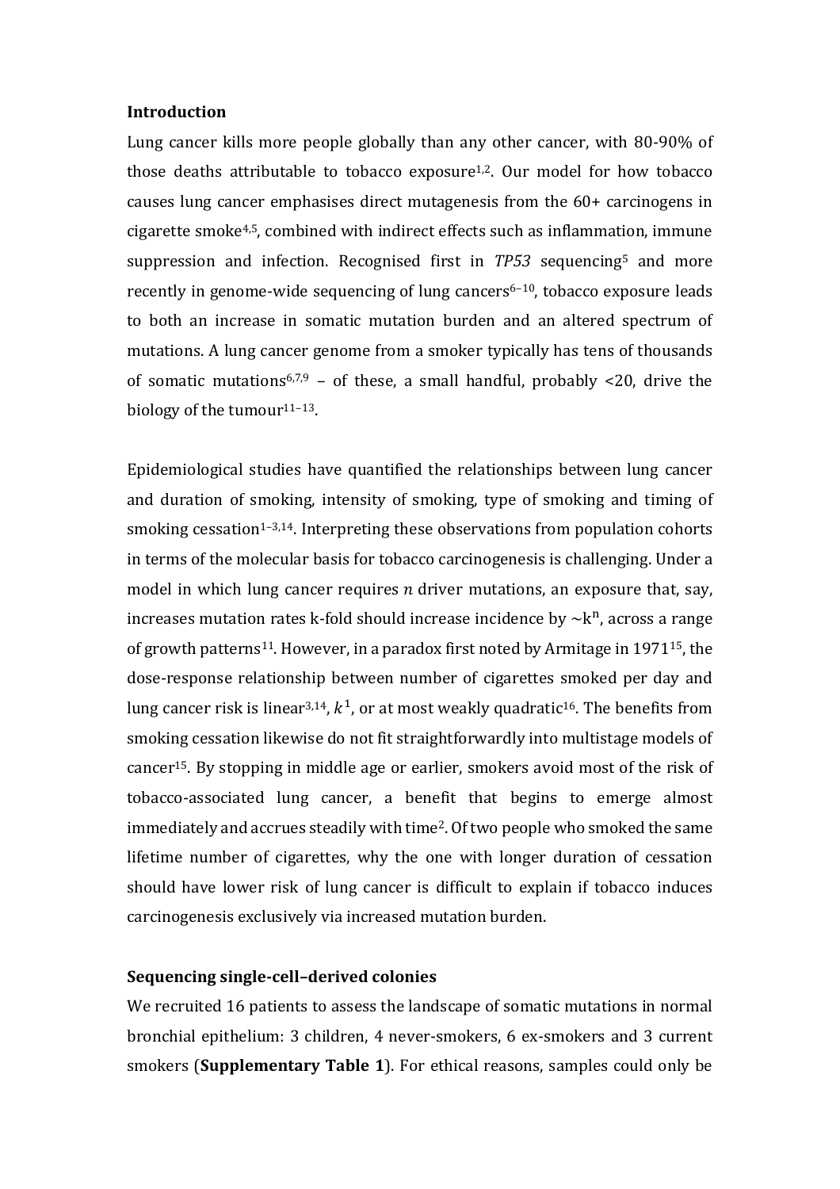**Introduction**

Lung cancer kills more people globally than any other cancer, with 80-90% of those deaths attributable to tobacco exposure[1,2]. Our model for how tobacco causes lung cancer emphasises direct mutagenesis from the 60+ carcinogens in cigarette smoke[4,5], combined with indirect effects such as inflammation, immune suppression and infection. Recognised first in *TP53* sequencing[5] and more recently in genome-wide sequencing of lung cancers[6–10], tobacco exposure leads to both an increase in somatic mutation burden and an altered spectrum of mutations. A lung cancer genome from a smoker typically has tens of thousands of somatic mutations[6,7,9] – of these, a small handful, probably <20, drive the biology of the tumour[11–13].

Epidemiological studies have quantified the relationships between lung cancer and duration of smoking, intensity of smoking, type of smoking and timing of smoking cessation[1–3,14]. Interpreting these observations from population cohorts in terms of the molecular basis for tobacco carcinogenesis is challenging. Under a model in which lung cancer requires $n$ driver mutations, an exposure that, say, increases mutation rates k-fold should increase incidence by $\sim\mathrm{k}^{\mathrm{n}}$, across a range of growth patterns[11]. However, in a paradox first noted by Armitage in 1971[15], the dose-response relationship between number of cigarettes smoked per day and lung cancer risk is linear[3,14], $k^1$, or at most weakly quadratic[16]. The benefits from smoking cessation likewise do not fit straightforwardly into multistage models of cancer[15]. By stopping in middle age or earlier, smokers avoid most of the risk of tobacco-associated lung cancer, a benefit that begins to emerge almost immediately and accrues steadily with time[2]. Of two people who smoked the same lifetime number of cigarettes, why the one with longer duration of cessation should have lower risk of lung cancer is difficult to explain if tobacco induces carcinogenesis exclusively via increased mutation burden.

**Sequencing single-cell–derived colonies**

We recruited 16 patients to assess the landscape of somatic mutations in normal bronchial epithelium: 3 children, 4 never-smokers, 6 ex-smokers and 3 current smokers (**Supplementary Table 1**). For ethical reasons, samples could only be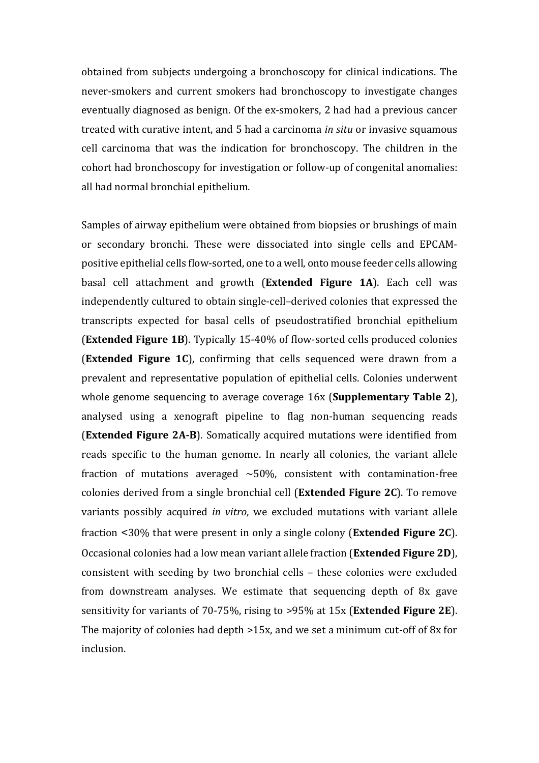obtained from subjects undergoing a bronchoscopy for clinical indications. The never-smokers and current smokers had bronchoscopy to investigate changes eventually diagnosed as benign. Of the ex-smokers, 2 had had a previous cancer treated with curative intent, and 5 had a carcinoma *in situ* or invasive squamous cell carcinoma that was the indication for bronchoscopy. The children in the cohort had bronchoscopy for investigation or follow-up of congenital anomalies: all had normal bronchial epithelium.

Samples of airway epithelium were obtained from biopsies or brushings of main or secondary bronchi. These were dissociated into single cells and EPCAM-positive epithelial cells flow-sorted, one to a well, onto mouse feeder cells allowing basal cell attachment and growth (**Extended Figure 1A**). Each cell was independently cultured to obtain single-cell–derived colonies that expressed the transcripts expected for basal cells of pseudostratified bronchial epithelium (**Extended Figure 1B**). Typically 15-40% of flow-sorted cells produced colonies (**Extended Figure 1C**), confirming that cells sequenced were drawn from a prevalent and representative population of epithelial cells. Colonies underwent whole genome sequencing to average coverage 16x (**Supplementary Table 2**), analysed using a xenograft pipeline to flag non-human sequencing reads (**Extended Figure 2A-B**). Somatically acquired mutations were identified from reads specific to the human genome. In nearly all colonies, the variant allele fraction of mutations averaged ~50%, consistent with contamination-free colonies derived from a single bronchial cell (**Extended Figure 2C**). To remove variants possibly acquired *in vitro*, we excluded mutations with variant allele fraction <30% that were present in only a single colony (**Extended Figure 2C**). Occasional colonies had a low mean variant allele fraction (**Extended Figure 2D**), consistent with seeding by two bronchial cells – these colonies were excluded from downstream analyses. We estimate that sequencing depth of 8x gave sensitivity for variants of 70-75%, rising to >95% at 15x (**Extended Figure 2E**). The majority of colonies had depth >15x, and we set a minimum cut-off of 8x for inclusion.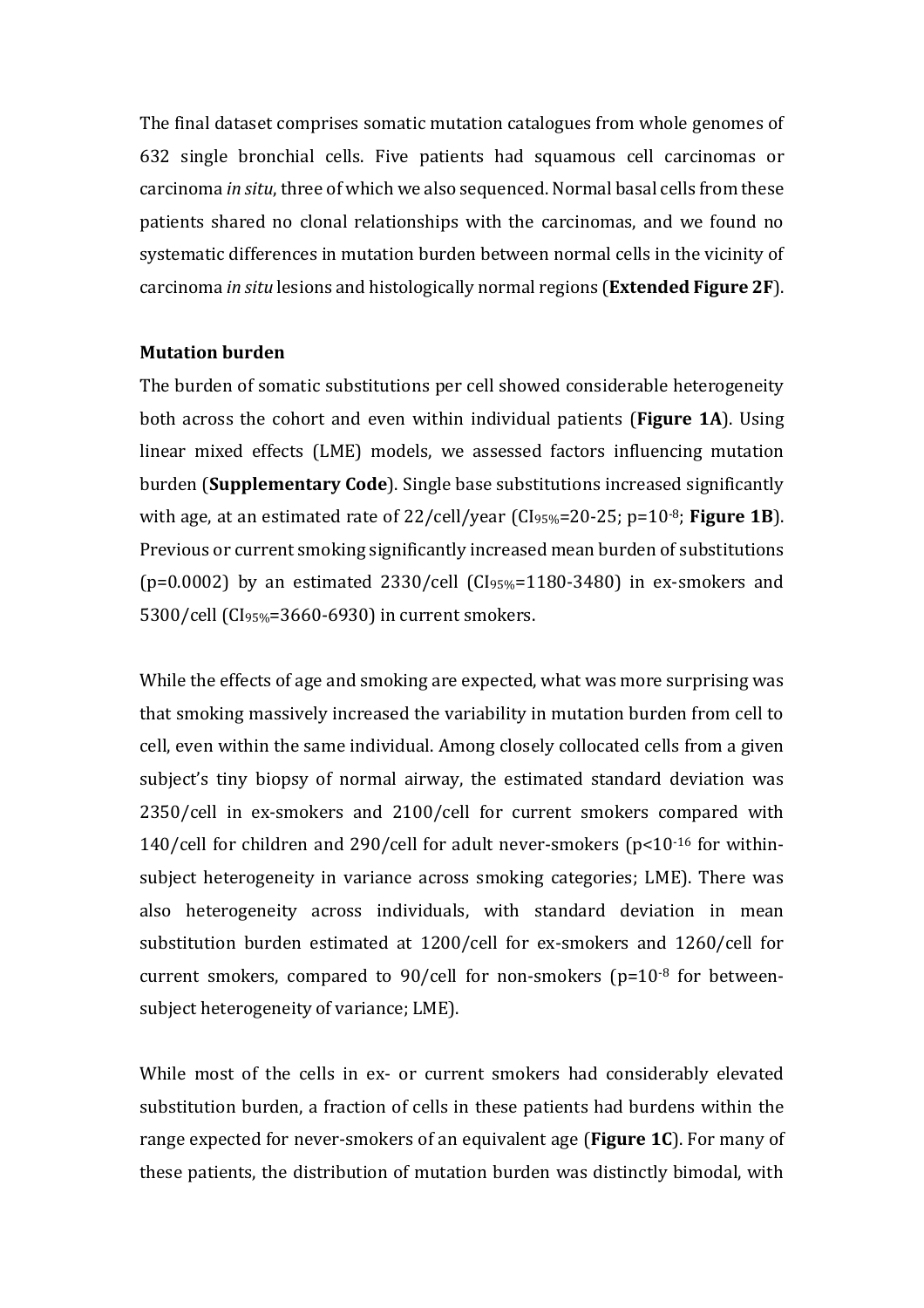The final dataset comprises somatic mutation catalogues from whole genomes of 632 single bronchial cells. Five patients had squamous cell carcinomas or carcinoma *in situ*, three of which we also sequenced. Normal basal cells from these patients shared no clonal relationships with the carcinomas, and we found no systematic differences in mutation burden between normal cells in the vicinity of carcinoma *in situ* lesions and histologically normal regions (**Extended Figure 2F**).

**Mutation burden**

The burden of somatic substitutions per cell showed considerable heterogeneity both across the cohort and even within individual patients (**Figure 1A**). Using linear mixed effects (LME) models, we assessed factors influencing mutation burden (**Supplementary Code**). Single base substitutions increased significantly with age, at an estimated rate of 22/cell/year ($CI_{95\%}$=20-25; $p=10^{-8}$; **Figure 1B**). Previous or current smoking significantly increased mean burden of substitutions ($p=0.0002$) by an estimated 2330/cell ($CI_{95\%}$=1180-3480) in ex-smokers and 5300/cell ($CI_{95\%}$=3660-6930) in current smokers.

While the effects of age and smoking are expected, what was more surprising was that smoking massively increased the variability in mutation burden from cell to cell, even within the same individual. Among closely collocated cells from a given subject's tiny biopsy of normal airway, the estimated standard deviation was 2350/cell in ex-smokers and 2100/cell for current smokers compared with 140/cell for children and 290/cell for adult never-smokers ($p<10^{-16}$ for within-subject heterogeneity in variance across smoking categories; LME). There was also heterogeneity across individuals, with standard deviation in mean substitution burden estimated at 1200/cell for ex-smokers and 1260/cell for current smokers, compared to 90/cell for non-smokers ($p=10^{-8}$ for between-subject heterogeneity of variance; LME).

While most of the cells in ex- or current smokers had considerably elevated substitution burden, a fraction of cells in these patients had burdens within the range expected for never-smokers of an equivalent age (**Figure 1C**). For many of these patients, the distribution of mutation burden was distinctly bimodal, with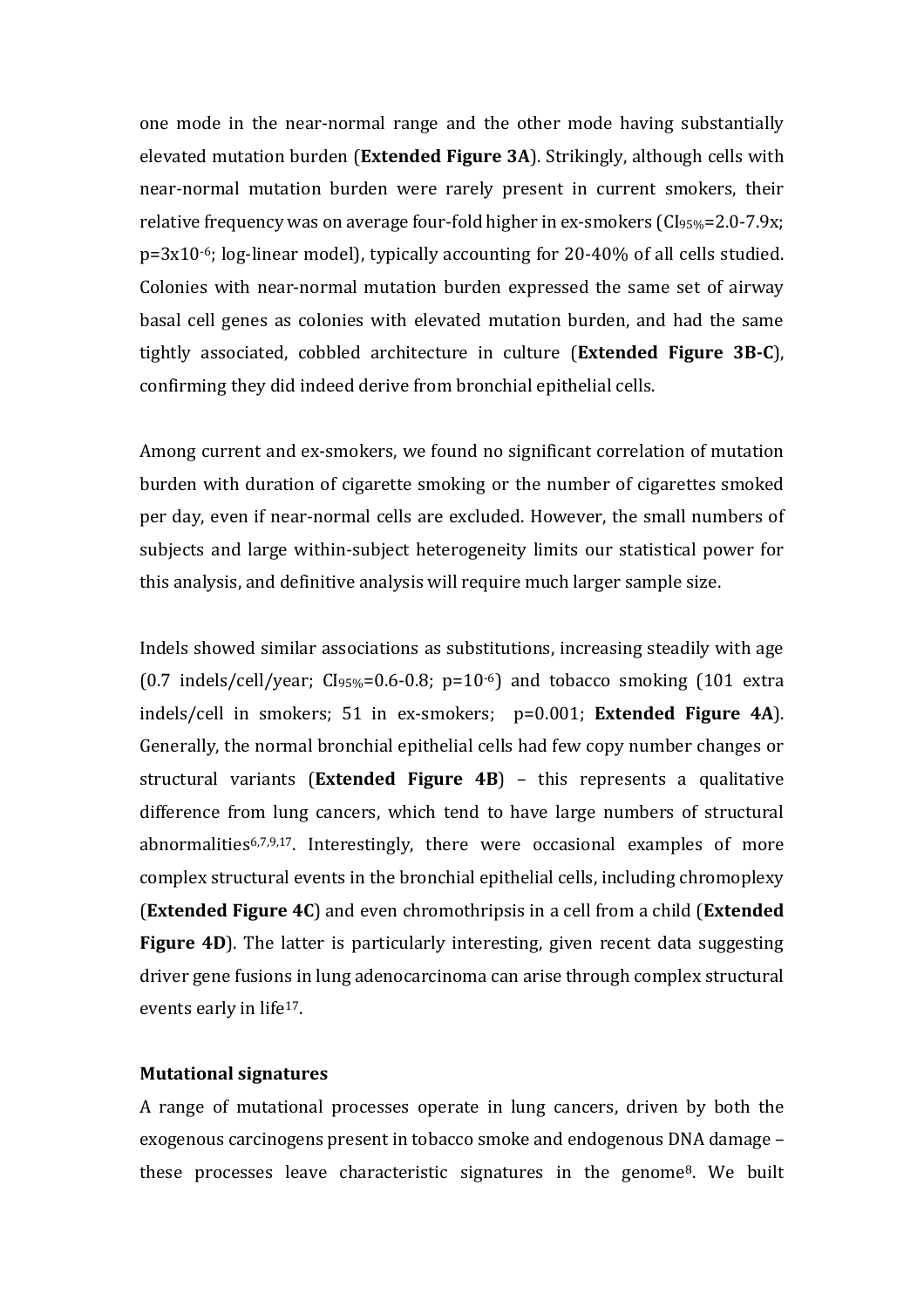one mode in the near-normal range and the other mode having substantially elevated mutation burden (**Extended Figure 3A**). Strikingly, although cells with near-normal mutation burden were rarely present in current smokers, their relative frequency was on average four-fold higher in ex-smokers ($CI_{95\%}$=2.0-7.9x; p=3x$10^{-6}$; log-linear model), typically accounting for 20-40% of all cells studied. Colonies with near-normal mutation burden expressed the same set of airway basal cell genes as colonies with elevated mutation burden, and had the same tightly associated, cobbled architecture in culture (**Extended Figure 3B-C**), confirming they did indeed derive from bronchial epithelial cells.

Among current and ex-smokers, we found no significant correlation of mutation burden with duration of cigarette smoking or the number of cigarettes smoked per day, even if near-normal cells are excluded. However, the small numbers of subjects and large within-subject heterogeneity limits our statistical power for this analysis, and definitive analysis will require much larger sample size.

Indels showed similar associations as substitutions, increasing steadily with age (0.7 indels/cell/year; $CI_{95\%}$=0.6-0.8; p=$10^{-6}$) and tobacco smoking (101 extra indels/cell in smokers; 51 in ex-smokers; p=0.001; **Extended Figure 4A**). Generally, the normal bronchial epithelial cells had few copy number changes or structural variants (**Extended Figure 4B**) – this represents a qualitative difference from lung cancers, which tend to have large numbers of structural abnormalities[6,7,9,17]. Interestingly, there were occasional examples of more complex structural events in the bronchial epithelial cells, including chromoplexy (**Extended Figure 4C**) and even chromothripsis in a cell from a child (**Extended Figure 4D**). The latter is particularly interesting, given recent data suggesting driver gene fusions in lung adenocarcinoma can arise through complex structural events early in life[17].

### Mutational signatures

A range of mutational processes operate in lung cancers, driven by both the exogenous carcinogens present in tobacco smoke and endogenous DNA damage – these processes leave characteristic signatures in the genome[8]. We built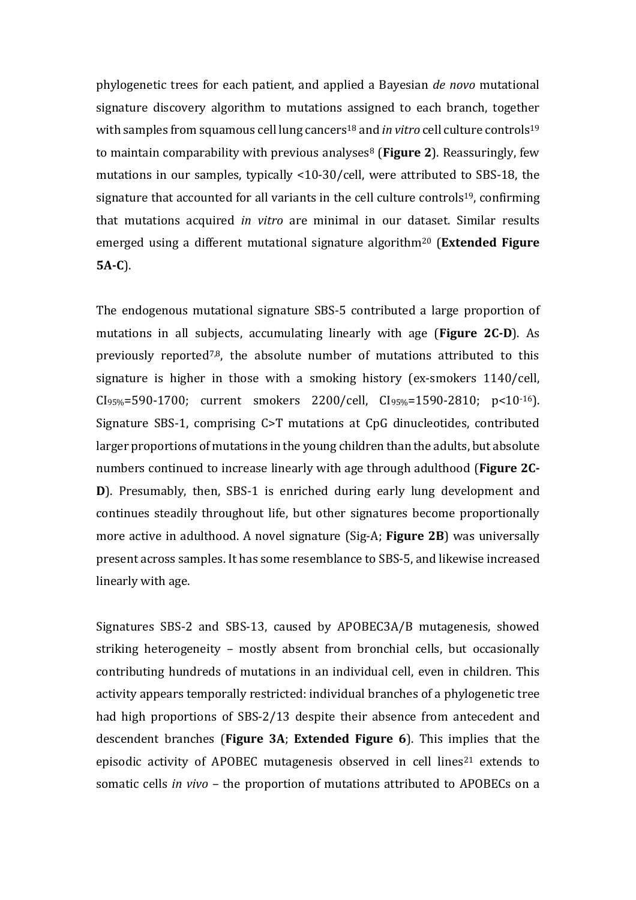phylogenetic trees for each patient, and applied a Bayesian *de novo* mutational signature discovery algorithm to mutations assigned to each branch, together with samples from squamous cell lung cancers[18] and *in vitro* cell culture controls[19] to maintain comparability with previous analyses[8] (**Figure 2**). Reassuringly, few mutations in our samples, typically <10-30/cell, were attributed to SBS-18, the signature that accounted for all variants in the cell culture controls[19], confirming that mutations acquired *in vitro* are minimal in our dataset. Similar results emerged using a different mutational signature algorithm[20] (**Extended Figure 5A-C**).

The endogenous mutational signature SBS-5 contributed a large proportion of mutations in all subjects, accumulating linearly with age (**Figure 2C-D**). As previously reported[7,8], the absolute number of mutations attributed to this signature is higher in those with a smoking history (ex-smokers 1140/cell, $CI_{95\%}$=590-1700; current smokers 2200/cell, $CI_{95\%}$=1590-2810; $p<10^{-16}$). Signature SBS-1, comprising C>T mutations at CpG dinucleotides, contributed larger proportions of mutations in the young children than the adults, but absolute numbers continued to increase linearly with age through adulthood (**Figure 2C-D**). Presumably, then, SBS-1 is enriched during early lung development and continues steadily throughout life, but other signatures become proportionally more active in adulthood. A novel signature (Sig-A; **Figure 2B**) was universally present across samples. It has some resemblance to SBS-5, and likewise increased linearly with age.

Signatures SBS-2 and SBS-13, caused by APOBEC3A/B mutagenesis, showed striking heterogeneity – mostly absent from bronchial cells, but occasionally contributing hundreds of mutations in an individual cell, even in children. This activity appears temporally restricted: individual branches of a phylogenetic tree had high proportions of SBS-2/13 despite their absence from antecedent and descendent branches (**Figure 3A**; **Extended Figure 6**). This implies that the episodic activity of APOBEC mutagenesis observed in cell lines[21] extends to somatic cells *in vivo* – the proportion of mutations attributed to APOBECs on a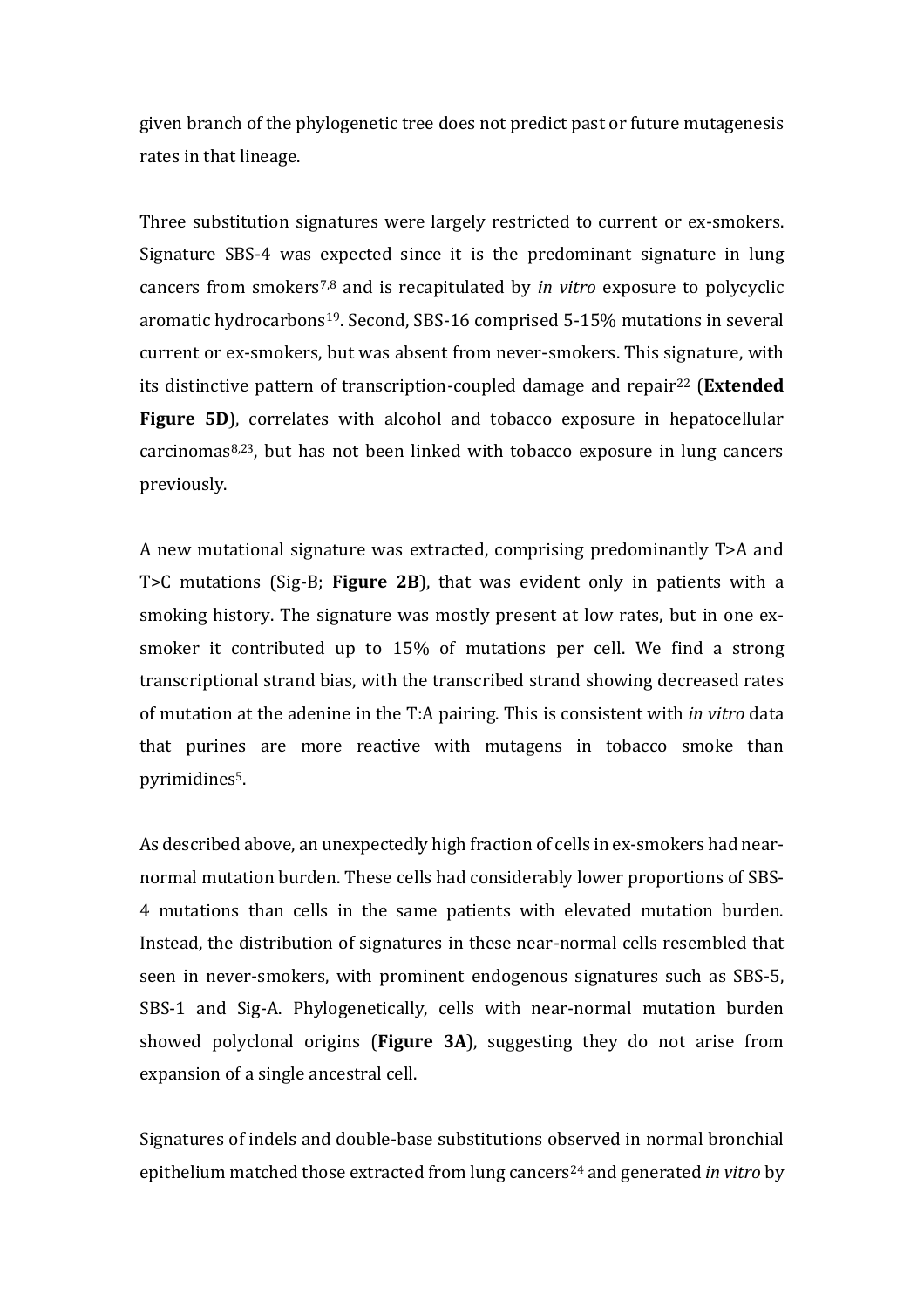given branch of the phylogenetic tree does not predict past or future mutagenesis rates in that lineage.

Three substitution signatures were largely restricted to current or ex-smokers. Signature SBS-4 was expected since it is the predominant signature in lung cancers from smokers[7,8] and is recapitulated by *in vitro* exposure to polycyclic aromatic hydrocarbons[19]. Second, SBS-16 comprised 5-15% mutations in several current or ex-smokers, but was absent from never-smokers. This signature, with its distinctive pattern of transcription-coupled damage and repair[22] (**Extended Figure 5D**), correlates with alcohol and tobacco exposure in hepatocellular carcinomas[8,23], but has not been linked with tobacco exposure in lung cancers previously.

A new mutational signature was extracted, comprising predominantly T>A and T>C mutations (Sig-B; **Figure 2B**), that was evident only in patients with a smoking history. The signature was mostly present at low rates, but in one ex-smoker it contributed up to 15% of mutations per cell. We find a strong transcriptional strand bias, with the transcribed strand showing decreased rates of mutation at the adenine in the T:A pairing. This is consistent with *in vitro* data that purines are more reactive with mutagens in tobacco smoke than pyrimidines[5].

As described above, an unexpectedly high fraction of cells in ex-smokers had near-normal mutation burden. These cells had considerably lower proportions of SBS-4 mutations than cells in the same patients with elevated mutation burden. Instead, the distribution of signatures in these near-normal cells resembled that seen in never-smokers, with prominent endogenous signatures such as SBS-5, SBS-1 and Sig-A. Phylogenetically, cells with near-normal mutation burden showed polyclonal origins (**Figure 3A**), suggesting they do not arise from expansion of a single ancestral cell.

Signatures of indels and double-base substitutions observed in normal bronchial epithelium matched those extracted from lung cancers[24] and generated *in vitro* by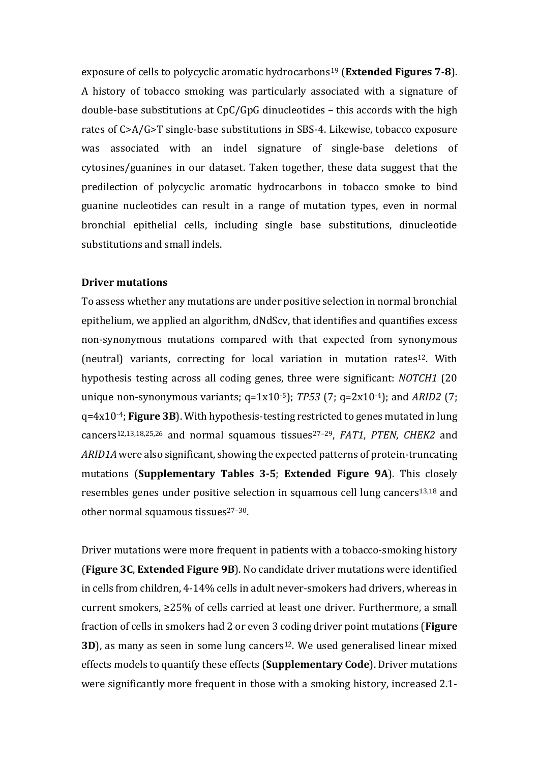exposure of cells to polycyclic aromatic hydrocarbons[19] (**Extended Figures 7-8**). A history of tobacco smoking was particularly associated with a signature of double-base substitutions at CpC/GpG dinucleotides – this accords with the high rates of C>A/G>T single-base substitutions in SBS-4. Likewise, tobacco exposure was associated with an indel signature of single-base deletions of cytosines/guanines in our dataset. Taken together, these data suggest that the predilection of polycyclic aromatic hydrocarbons in tobacco smoke to bind guanine nucleotides can result in a range of mutation types, even in normal bronchial epithelial cells, including single base substitutions, dinucleotide substitutions and small indels.

**Driver mutations**

To assess whether any mutations are under positive selection in normal bronchial epithelium, we applied an algorithm, dNdScv, that identifies and quantifies excess non-synonymous mutations compared with that expected from synonymous (neutral) variants, correcting for local variation in mutation rates[12]. With hypothesis testing across all coding genes, three were significant: *NOTCH1* (20 unique non-synonymous variants; $q=1x10^{-5}$); *TP53* (7; $q=2x10^{-4}$); and *ARID2* (7; $q=4x10^{-4}$; **Figure 3B**). With hypothesis-testing restricted to genes mutated in lung cancers[12,13,18,25,26] and normal squamous tissues[27–29], *FAT1*, *PTEN*, *CHEK2* and *ARID1A* were also significant, showing the expected patterns of protein-truncating mutations (**Supplementary Tables 3-5**; **Extended Figure 9A**). This closely resembles genes under positive selection in squamous cell lung cancers[13,18] and other normal squamous tissues[27–30].

Driver mutations were more frequent in patients with a tobacco-smoking history (**Figure 3C**, **Extended Figure 9B**). No candidate driver mutations were identified in cells from children, 4-14% cells in adult never-smokers had drivers, whereas in current smokers, ≥25% of cells carried at least one driver. Furthermore, a small fraction of cells in smokers had 2 or even 3 coding driver point mutations (**Figure 3D**), as many as seen in some lung cancers[12]. We used generalised linear mixed effects models to quantify these effects (**Supplementary Code**). Driver mutations were significantly more frequent in those with a smoking history, increased 2.1-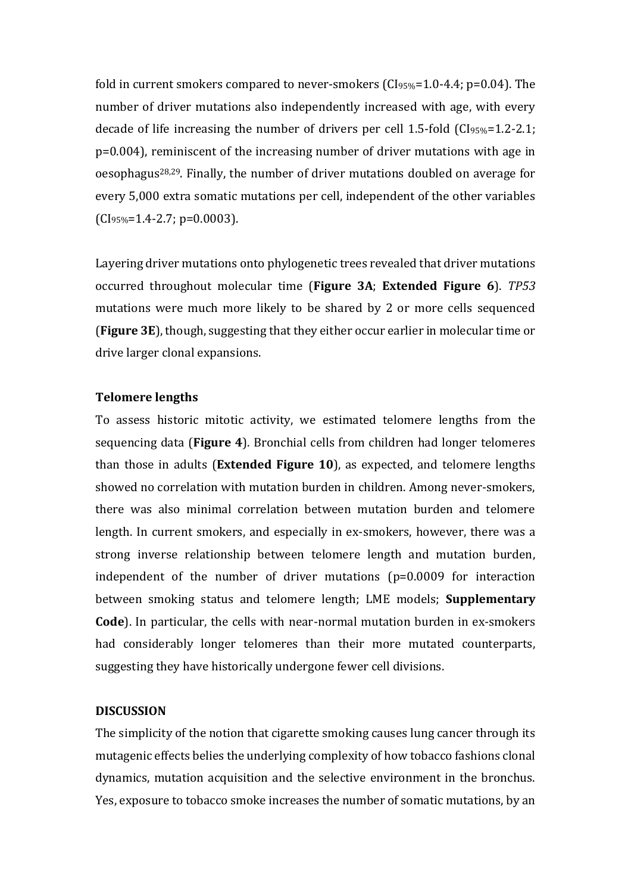fold in current smokers compared to never-smokers ($CI_{95\%}$=1.0-4.4; p=0.04). The number of driver mutations also independently increased with age, with every decade of life increasing the number of drivers per cell 1.5-fold ($CI_{95\%}$=1.2-2.1; p=0.004), reminiscent of the increasing number of driver mutations with age in oesophagus[28,29]. Finally, the number of driver mutations doubled on average for every 5,000 extra somatic mutations per cell, independent of the other variables ($CI_{95\%}$=1.4-2.7; p=0.0003).

Layering driver mutations onto phylogenetic trees revealed that driver mutations occurred throughout molecular time (**Figure 3A**; **Extended Figure 6**). *TP53* mutations were much more likely to be shared by 2 or more cells sequenced (**Figure 3E**), though, suggesting that they either occur earlier in molecular time or drive larger clonal expansions.

**Telomere lengths**

To assess historic mitotic activity, we estimated telomere lengths from the sequencing data (**Figure 4**). Bronchial cells from children had longer telomeres than those in adults (**Extended Figure 10**), as expected, and telomere lengths showed no correlation with mutation burden in children. Among never-smokers, there was also minimal correlation between mutation burden and telomere length. In current smokers, and especially in ex-smokers, however, there was a strong inverse relationship between telomere length and mutation burden, independent of the number of driver mutations (p=0.0009 for interaction between smoking status and telomere length; LME models; **Supplementary Code**). In particular, the cells with near-normal mutation burden in ex-smokers had considerably longer telomeres than their more mutated counterparts, suggesting they have historically undergone fewer cell divisions.

**DISCUSSION**

The simplicity of the notion that cigarette smoking causes lung cancer through its mutagenic effects belies the underlying complexity of how tobacco fashions clonal dynamics, mutation acquisition and the selective environment in the bronchus. Yes, exposure to tobacco smoke increases the number of somatic mutations, by an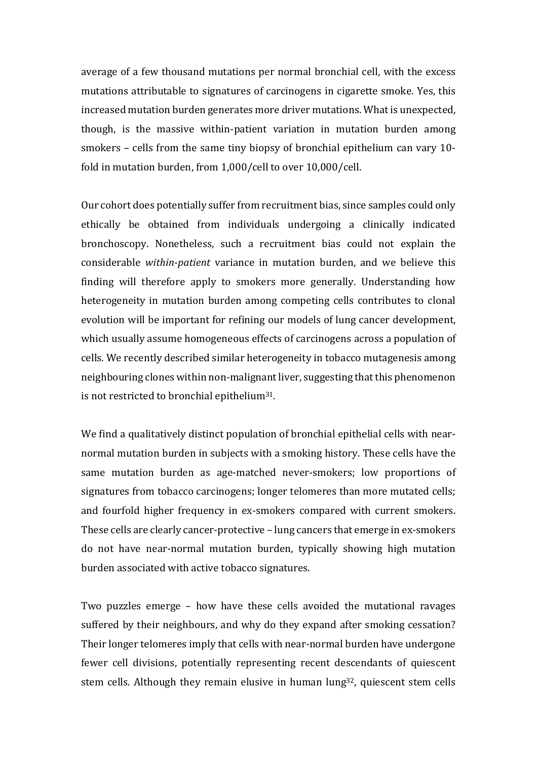average of a few thousand mutations per normal bronchial cell, with the excess mutations attributable to signatures of carcinogens in cigarette smoke. Yes, this increased mutation burden generates more driver mutations. What is unexpected, though, is the massive within-patient variation in mutation burden among smokers – cells from the same tiny biopsy of bronchial epithelium can vary 10-fold in mutation burden, from 1,000/cell to over 10,000/cell.

Our cohort does potentially suffer from recruitment bias, since samples could only ethically be obtained from individuals undergoing a clinically indicated bronchoscopy. Nonetheless, such a recruitment bias could not explain the considerable *within-patient* variance in mutation burden, and we believe this finding will therefore apply to smokers more generally. Understanding how heterogeneity in mutation burden among competing cells contributes to clonal evolution will be important for refining our models of lung cancer development, which usually assume homogeneous effects of carcinogens across a population of cells. We recently described similar heterogeneity in tobacco mutagenesis among neighbouring clones within non-malignant liver, suggesting that this phenomenon is not restricted to bronchial epithelium[31].

We find a qualitatively distinct population of bronchial epithelial cells with near-normal mutation burden in subjects with a smoking history. These cells have the same mutation burden as age-matched never-smokers; low proportions of signatures from tobacco carcinogens; longer telomeres than more mutated cells; and fourfold higher frequency in ex-smokers compared with current smokers. These cells are clearly cancer-protective – lung cancers that emerge in ex-smokers do not have near-normal mutation burden, typically showing high mutation burden associated with active tobacco signatures.

Two puzzles emerge – how have these cells avoided the mutational ravages suffered by their neighbours, and why do they expand after smoking cessation? Their longer telomeres imply that cells with near-normal burden have undergone fewer cell divisions, potentially representing recent descendants of quiescent stem cells. Although they remain elusive in human lung[32], quiescent stem cells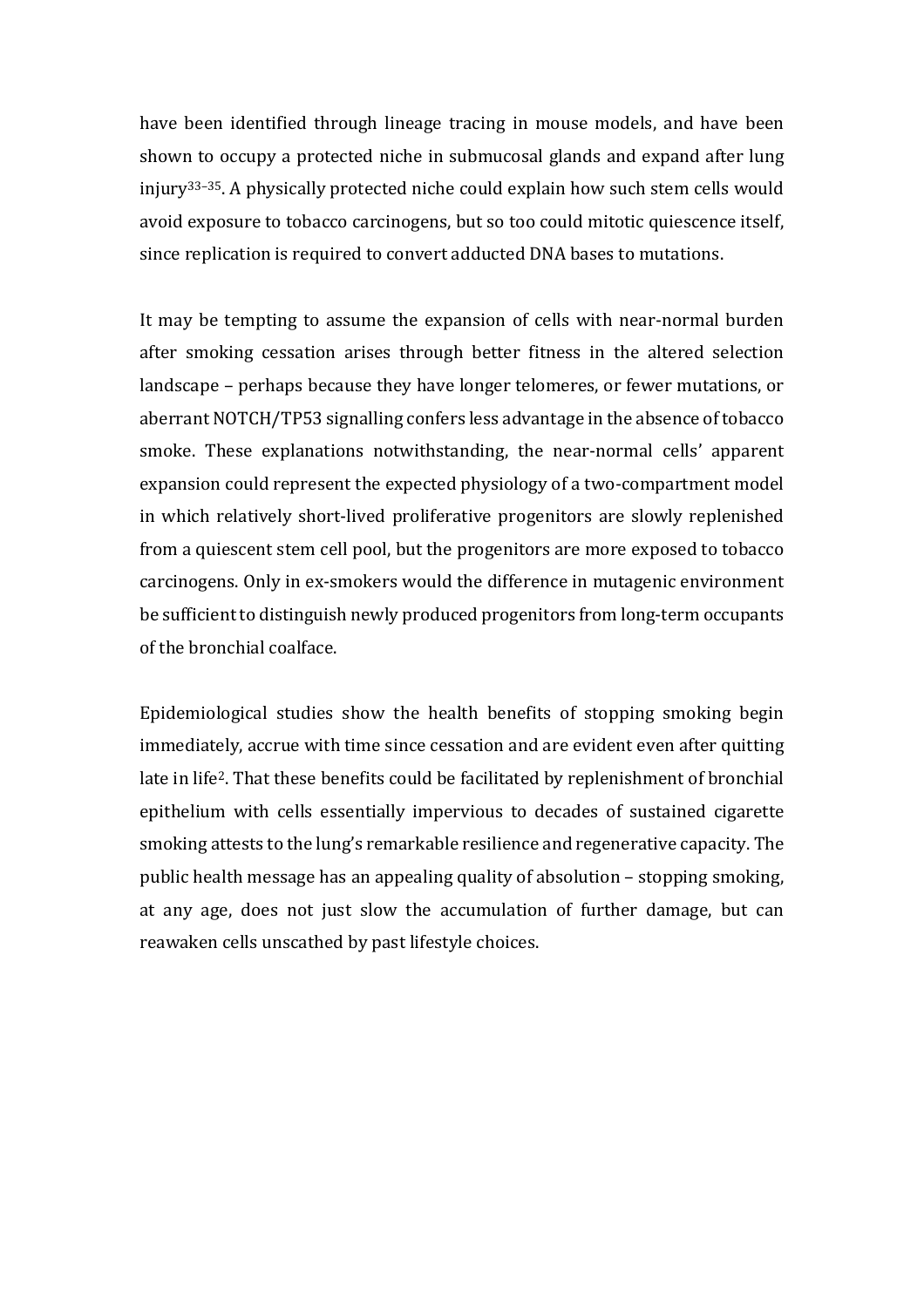have been identified through lineage tracing in mouse models, and have been shown to occupy a protected niche in submucosal glands and expand after lung injury[33–35]. A physically protected niche could explain how such stem cells would avoid exposure to tobacco carcinogens, but so too could mitotic quiescence itself, since replication is required to convert adducted DNA bases to mutations.

It may be tempting to assume the expansion of cells with near-normal burden after smoking cessation arises through better fitness in the altered selection landscape – perhaps because they have longer telomeres, or fewer mutations, or aberrant NOTCH/TP53 signalling confers less advantage in the absence of tobacco smoke. These explanations notwithstanding, the near-normal cells' apparent expansion could represent the expected physiology of a two-compartment model in which relatively short-lived proliferative progenitors are slowly replenished from a quiescent stem cell pool, but the progenitors are more exposed to tobacco carcinogens. Only in ex-smokers would the difference in mutagenic environment be sufficient to distinguish newly produced progenitors from long-term occupants of the bronchial coalface.

Epidemiological studies show the health benefits of stopping smoking begin immediately, accrue with time since cessation and are evident even after quitting late in life[2]. That these benefits could be facilitated by replenishment of bronchial epithelium with cells essentially impervious to decades of sustained cigarette smoking attests to the lung's remarkable resilience and regenerative capacity. The public health message has an appealing quality of absolution – stopping smoking, at any age, does not just slow the accumulation of further damage, but can reawaken cells unscathed by past lifestyle choices.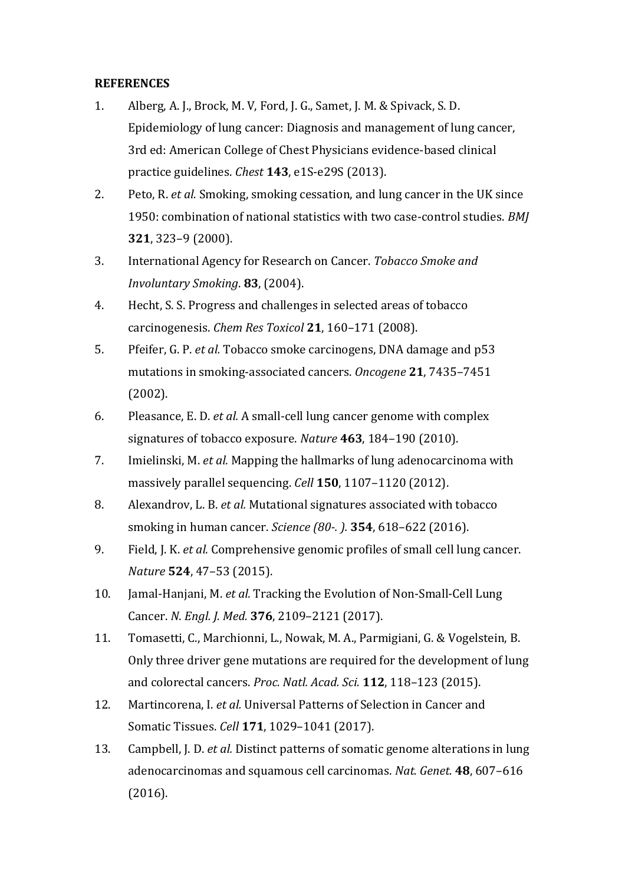**REFERENCES**

1. Alberg, A. J., Brock, M. V, Ford, J. G., Samet, J. M. & Spivack, S. D. Epidemiology of lung cancer: Diagnosis and management of lung cancer, 3rd ed: American College of Chest Physicians evidence-based clinical practice guidelines. *Chest* **143**, e1S-e29S (2013).
2. Peto, R. *et al.* Smoking, smoking cessation, and lung cancer in the UK since 1950: combination of national statistics with two case-control studies. *BMJ* **321**, 323–9 (2000).
3. International Agency for Research on Cancer. *Tobacco Smoke and Involuntary Smoking*. **83**, (2004).
4. Hecht, S. S. Progress and challenges in selected areas of tobacco carcinogenesis. *Chem Res Toxicol* **21**, 160–171 (2008).
5. Pfeifer, G. P. *et al.* Tobacco smoke carcinogens, DNA damage and p53 mutations in smoking-associated cancers. *Oncogene* **21**, 7435–7451 (2002).
6. Pleasance, E. D. *et al.* A small-cell lung cancer genome with complex signatures of tobacco exposure. *Nature* **463**, 184–190 (2010).
7. Imielinski, M. *et al.* Mapping the hallmarks of lung adenocarcinoma with massively parallel sequencing. *Cell* **150**, 1107–1120 (2012).
8. Alexandrov, L. B. *et al.* Mutational signatures associated with tobacco smoking in human cancer. *Science (80-. ).* **354**, 618–622 (2016).
9. Field, J. K. *et al.* Comprehensive genomic profiles of small cell lung cancer. *Nature* **524**, 47–53 (2015).
10. Jamal-Hanjani, M. *et al.* Tracking the Evolution of Non-Small-Cell Lung Cancer. *N. Engl. J. Med.* **376**, 2109–2121 (2017).
11. Tomasetti, C., Marchionni, L., Nowak, M. A., Parmigiani, G. & Vogelstein, B. Only three driver gene mutations are required for the development of lung and colorectal cancers. *Proc. Natl. Acad. Sci.* **112**, 118–123 (2015).
12. Martincorena, I. *et al.* Universal Patterns of Selection in Cancer and Somatic Tissues. *Cell* **171**, 1029–1041 (2017).
13. Campbell, J. D. *et al.* Distinct patterns of somatic genome alterations in lung adenocarcinomas and squamous cell carcinomas. *Nat. Genet.* **48**, 607–616 (2016).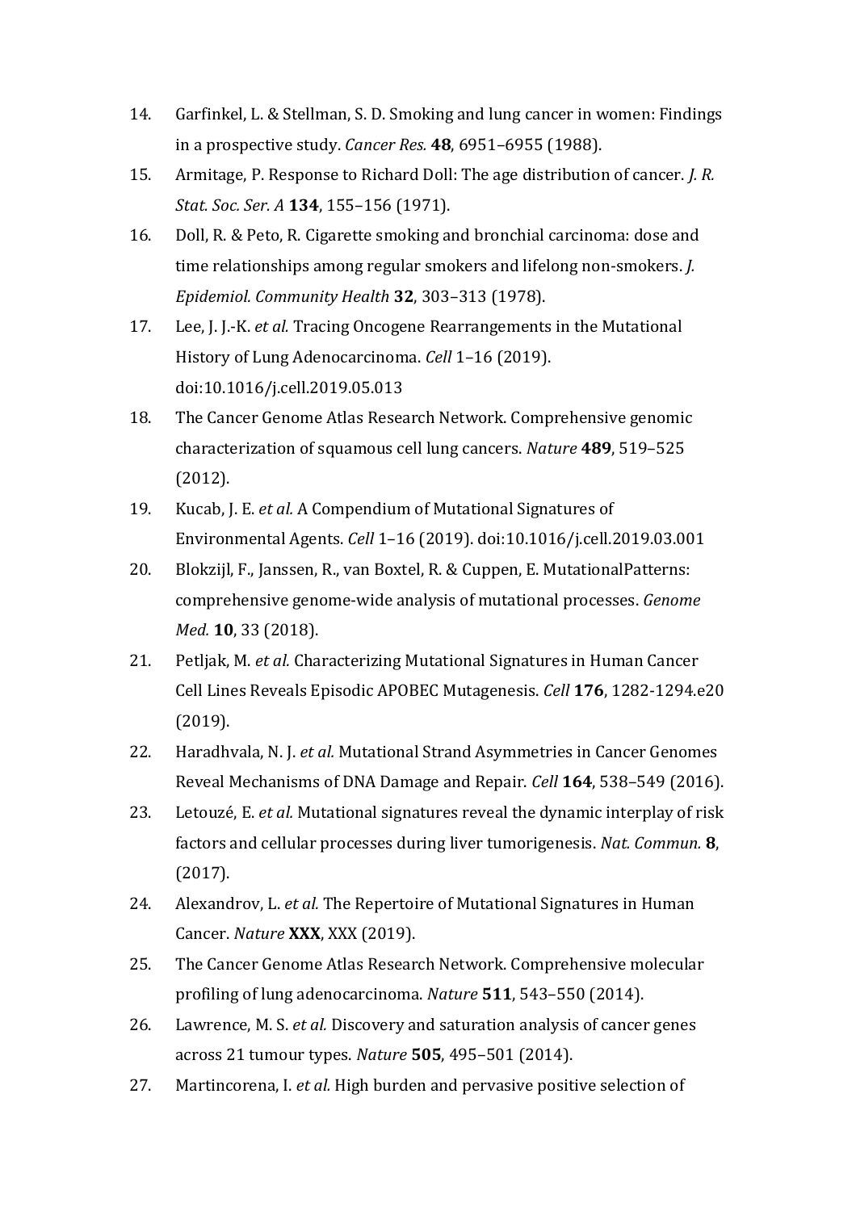14. Garfinkel, L. & Stellman, S. D. Smoking and lung cancer in women: Findings in a prospective study. *Cancer Res.* **48**, 6951–6955 (1988).
15. Armitage, P. Response to Richard Doll: The age distribution of cancer. *J. R. Stat. Soc. Ser. A* **134**, 155–156 (1971).
16. Doll, R. & Peto, R. Cigarette smoking and bronchial carcinoma: dose and time relationships among regular smokers and lifelong non-smokers. *J. Epidemiol. Community Health* **32**, 303–313 (1978).
17. Lee, J. J.-K. *et al.* Tracing Oncogene Rearrangements in the Mutational History of Lung Adenocarcinoma. *Cell* 1–16 (2019). doi:10.1016/j.cell.2019.05.013
18. The Cancer Genome Atlas Research Network. Comprehensive genomic characterization of squamous cell lung cancers. *Nature* **489**, 519–525 (2012).
19. Kucab, J. E. *et al.* A Compendium of Mutational Signatures of Environmental Agents. *Cell* 1–16 (2019). doi:10.1016/j.cell.2019.03.001
20. Blokzijl, F., Janssen, R., van Boxtel, R. & Cuppen, E. MutationalPatterns: comprehensive genome-wide analysis of mutational processes. *Genome Med.* **10**, 33 (2018).
21. Petljak, M. *et al.* Characterizing Mutational Signatures in Human Cancer Cell Lines Reveals Episodic APOBEC Mutagenesis. *Cell* **176**, 1282-1294.e20 (2019).
22. Haradhvala, N. J. *et al.* Mutational Strand Asymmetries in Cancer Genomes Reveal Mechanisms of DNA Damage and Repair. *Cell* **164**, 538–549 (2016).
23. Letouzé, E. *et al.* Mutational signatures reveal the dynamic interplay of risk factors and cellular processes during liver tumorigenesis. *Nat. Commun.* **8**, (2017).
24. Alexandrov, L. *et al.* The Repertoire of Mutational Signatures in Human Cancer. *Nature* **XXX**, XXX (2019).
25. The Cancer Genome Atlas Research Network. Comprehensive molecular profiling of lung adenocarcinoma. *Nature* **511**, 543–550 (2014).
26. Lawrence, M. S. *et al.* Discovery and saturation analysis of cancer genes across 21 tumour types. *Nature* **505**, 495–501 (2014).
27. Martincorena, I. *et al.* High burden and pervasive positive selection of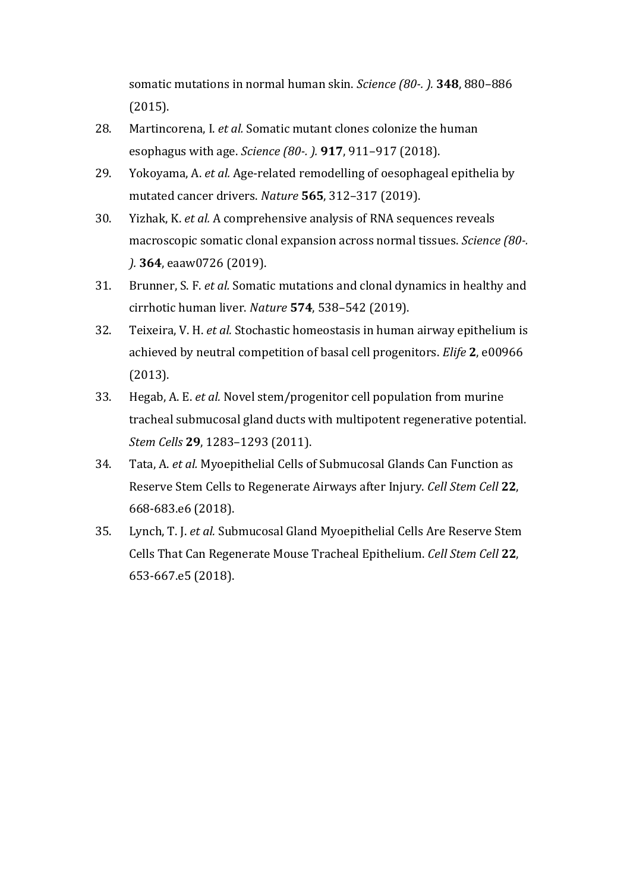somatic mutations in normal human skin. *Science (80-. ).* **348**, 880–886 (2015).

28. Martincorena, I. *et al.* Somatic mutant clones colonize the human esophagus with age. *Science (80-. ).* **917**, 911–917 (2018).
29. Yokoyama, A. *et al.* Age-related remodelling of oesophageal epithelia by mutated cancer drivers. *Nature* **565**, 312–317 (2019).
30. Yizhak, K. *et al.* A comprehensive analysis of RNA sequences reveals macroscopic somatic clonal expansion across normal tissues. *Science (80-. ).* **364**, eaaw0726 (2019).
31. Brunner, S. F. *et al.* Somatic mutations and clonal dynamics in healthy and cirrhotic human liver. *Nature* **574**, 538–542 (2019).
32. Teixeira, V. H. *et al.* Stochastic homeostasis in human airway epithelium is achieved by neutral competition of basal cell progenitors. *Elife* **2**, e00966 (2013).
33. Hegab, A. E. *et al.* Novel stem/progenitor cell population from murine tracheal submucosal gland ducts with multipotent regenerative potential. *Stem Cells* **29**, 1283–1293 (2011).
34. Tata, A. *et al.* Myoepithelial Cells of Submucosal Glands Can Function as Reserve Stem Cells to Regenerate Airways after Injury. *Cell Stem Cell* **22**, 668-683.e6 (2018).
35. Lynch, T. J. *et al.* Submucosal Gland Myoepithelial Cells Are Reserve Stem Cells That Can Regenerate Mouse Tracheal Epithelium. *Cell Stem Cell* **22**, 653-667.e5 (2018).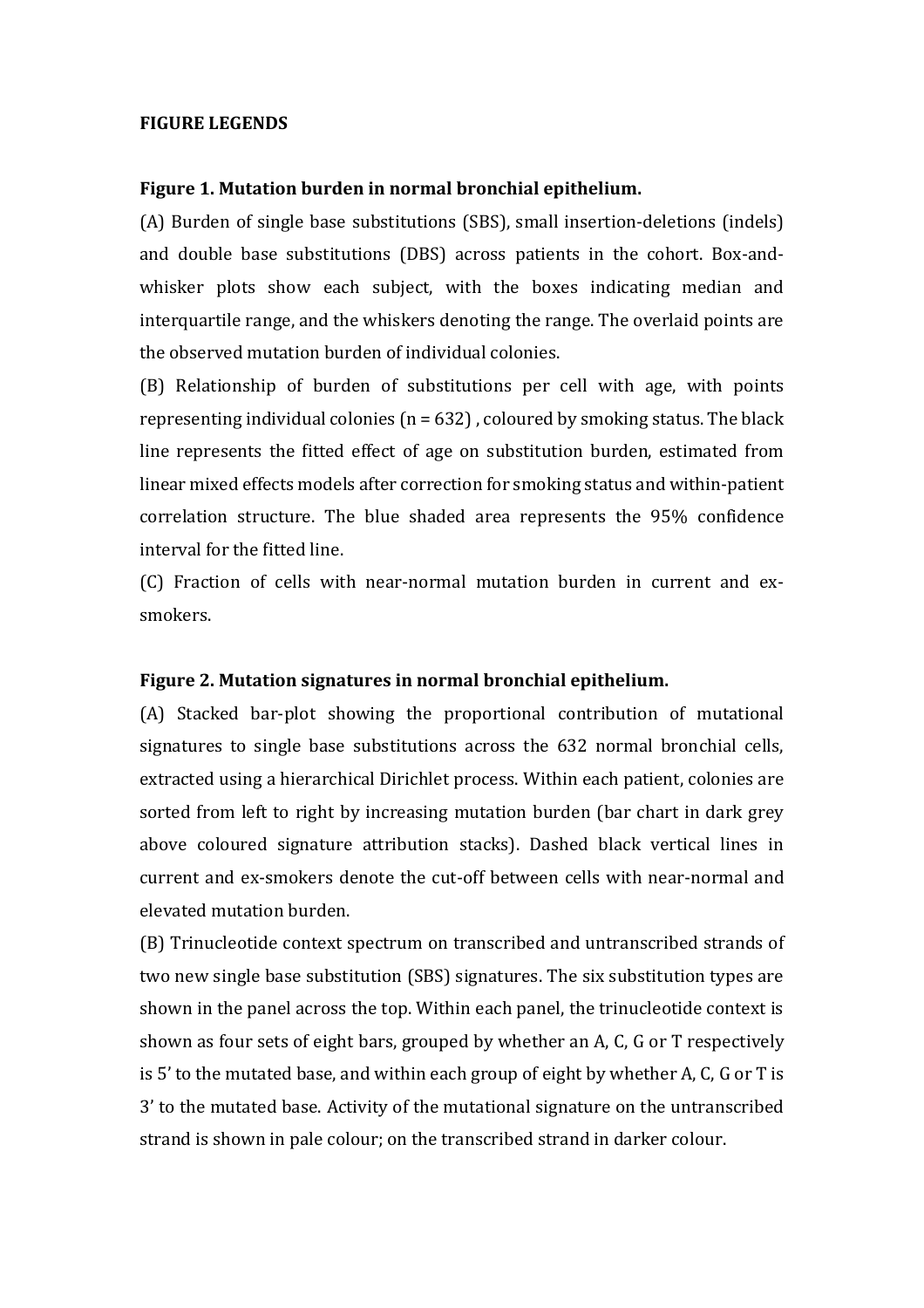**FIGURE LEGENDS**

**Figure 1. Mutation burden in normal bronchial epithelium.**

(A) Burden of single base substitutions (SBS), small insertion-deletions (indels) and double base substitutions (DBS) across patients in the cohort. Box-and-whisker plots show each subject, with the boxes indicating median and interquartile range, and the whiskers denoting the range. The overlaid points are the observed mutation burden of individual colonies.

(B) Relationship of burden of substitutions per cell with age, with points representing individual colonies (n = 632) , coloured by smoking status. The black line represents the fitted effect of age on substitution burden, estimated from linear mixed effects models after correction for smoking status and within-patient correlation structure. The blue shaded area represents the 95% confidence interval for the fitted line.

(C) Fraction of cells with near-normal mutation burden in current and ex-smokers.

**Figure 2. Mutation signatures in normal bronchial epithelium.**

(A) Stacked bar-plot showing the proportional contribution of mutational signatures to single base substitutions across the 632 normal bronchial cells, extracted using a hierarchical Dirichlet process. Within each patient, colonies are sorted from left to right by increasing mutation burden (bar chart in dark grey above coloured signature attribution stacks). Dashed black vertical lines in current and ex-smokers denote the cut-off between cells with near-normal and elevated mutation burden.

(B) Trinucleotide context spectrum on transcribed and untranscribed strands of two new single base substitution (SBS) signatures. The six substitution types are shown in the panel across the top. Within each panel, the trinucleotide context is shown as four sets of eight bars, grouped by whether an A, C, G or T respectively is 5' to the mutated base, and within each group of eight by whether A, C, G or T is 3' to the mutated base. Activity of the mutational signature on the untranscribed strand is shown in pale colour; on the transcribed strand in darker colour.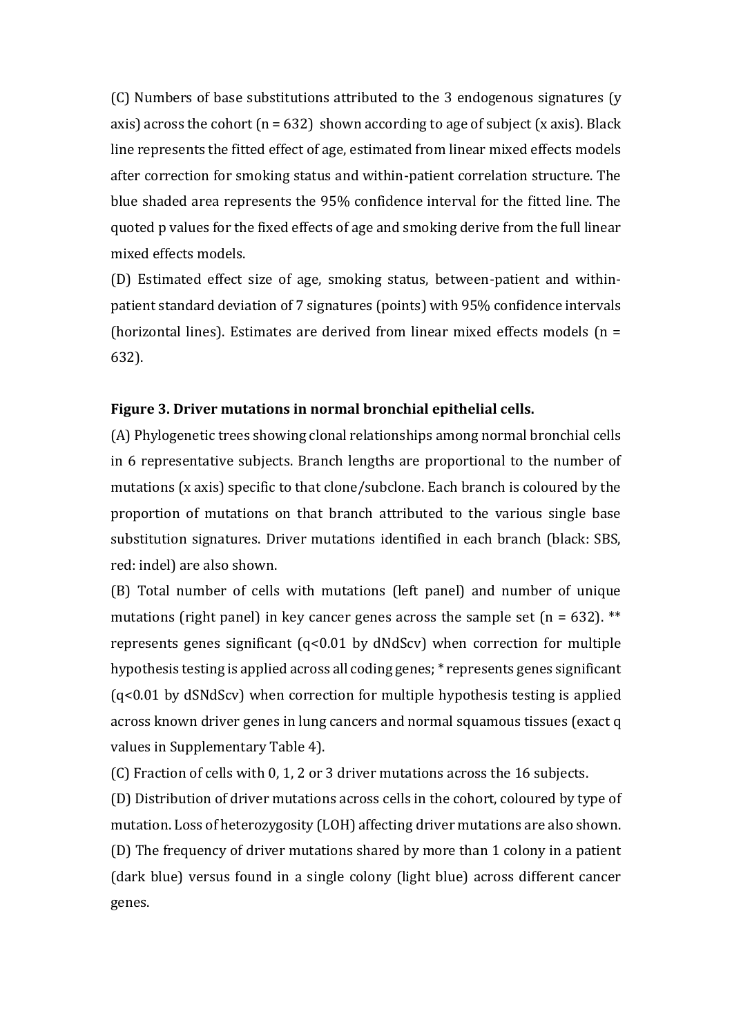(C) Numbers of base substitutions attributed to the 3 endogenous signatures (y axis) across the cohort (n = 632) shown according to age of subject (x axis). Black line represents the fitted effect of age, estimated from linear mixed effects models after correction for smoking status and within-patient correlation structure. The blue shaded area represents the 95% confidence interval for the fitted line. The quoted p values for the fixed effects of age and smoking derive from the full linear mixed effects models.

(D) Estimated effect size of age, smoking status, between-patient and within-patient standard deviation of 7 signatures (points) with 95% confidence intervals (horizontal lines). Estimates are derived from linear mixed effects models (n = 632).

**Figure 3. Driver mutations in normal bronchial epithelial cells.**

(A) Phylogenetic trees showing clonal relationships among normal bronchial cells in 6 representative subjects. Branch lengths are proportional to the number of mutations (x axis) specific to that clone/subclone. Each branch is coloured by the proportion of mutations on that branch attributed to the various single base substitution signatures. Driver mutations identified in each branch (black: SBS, red: indel) are also shown.

(B) Total number of cells with mutations (left panel) and number of unique mutations (right panel) in key cancer genes across the sample set (n = 632). ** represents genes significant (q<0.01 by dNdScv) when correction for multiple hypothesis testing is applied across all coding genes; * represents genes significant (q<0.01 by dSNdScv) when correction for multiple hypothesis testing is applied across known driver genes in lung cancers and normal squamous tissues (exact q values in Supplementary Table 4).

(C) Fraction of cells with 0, 1, 2 or 3 driver mutations across the 16 subjects.

(D) Distribution of driver mutations across cells in the cohort, coloured by type of mutation. Loss of heterozygosity (LOH) affecting driver mutations are also shown.

(D) The frequency of driver mutations shared by more than 1 colony in a patient (dark blue) versus found in a single colony (light blue) across different cancer genes.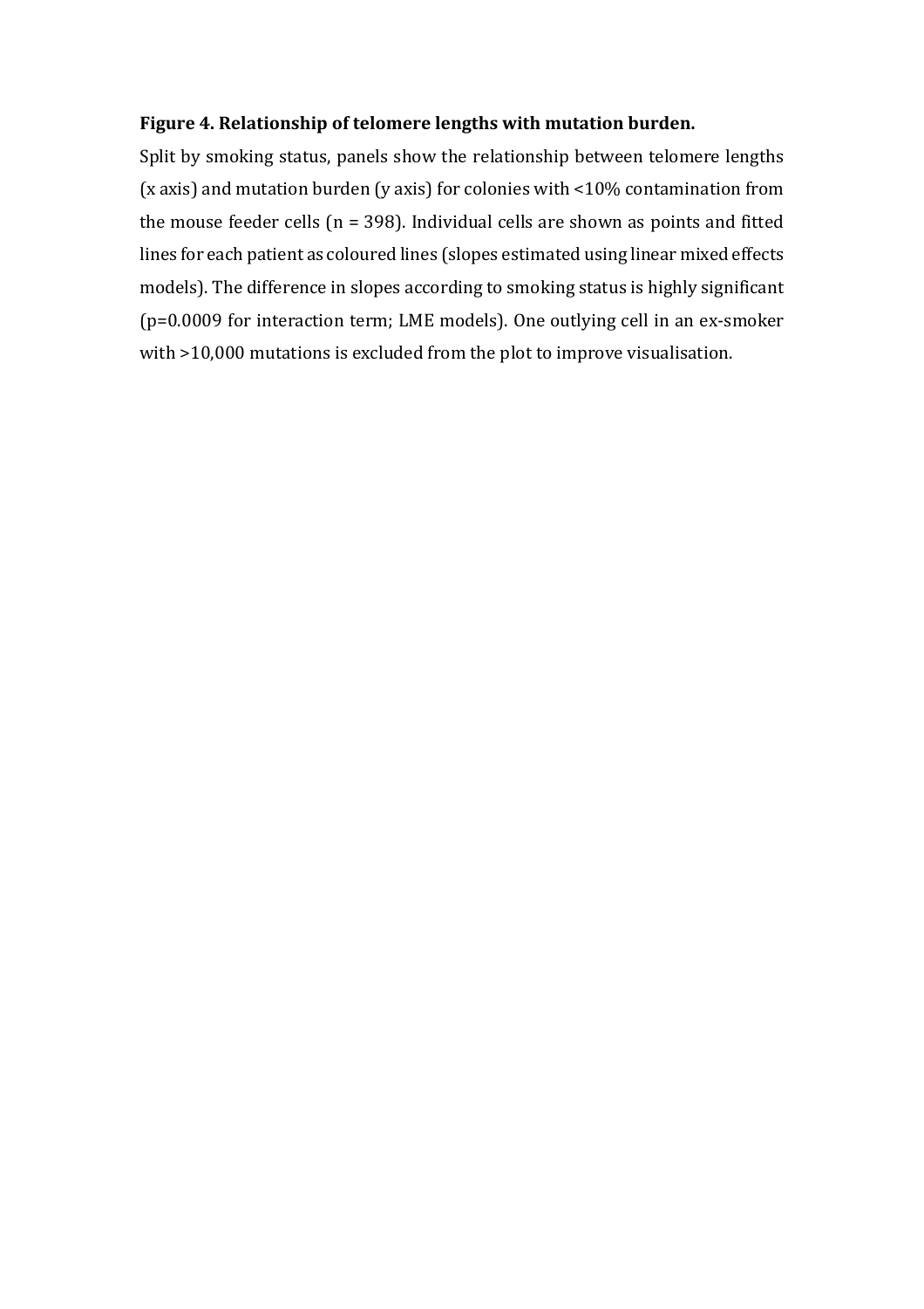**Figure 4. Relationship of telomere lengths with mutation burden.**

Split by smoking status, panels show the relationship between telomere lengths (x axis) and mutation burden (y axis) for colonies with <10% contamination from the mouse feeder cells (n = 398). Individual cells are shown as points and fitted lines for each patient as coloured lines (slopes estimated using linear mixed effects models). The difference in slopes according to smoking status is highly significant (p=0.0009 for interaction term; LME models). One outlying cell in an ex-smoker with >10,000 mutations is excluded from the plot to improve visualisation.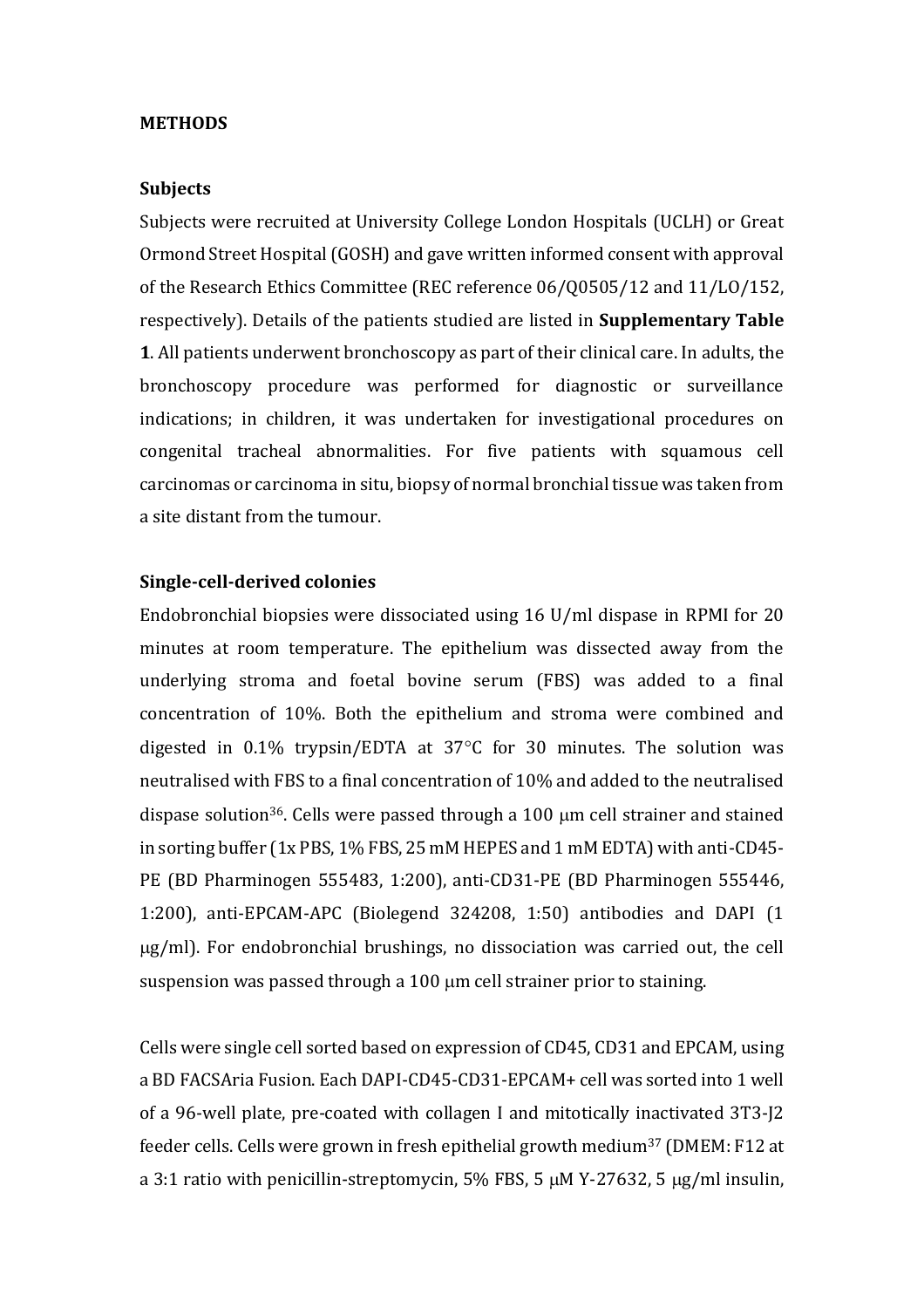## METHODS

### Subjects

Subjects were recruited at University College London Hospitals (UCLH) or Great Ormond Street Hospital (GOSH) and gave written informed consent with approval of the Research Ethics Committee (REC reference 06/Q0505/12 and 11/LO/152, respectively). Details of the patients studied are listed in **Supplementary Table 1**. All patients underwent bronchoscopy as part of their clinical care. In adults, the bronchoscopy procedure was performed for diagnostic or surveillance indications; in children, it was undertaken for investigational procedures on congenital tracheal abnormalities. For five patients with squamous cell carcinomas or carcinoma in situ, biopsy of normal bronchial tissue was taken from a site distant from the tumour.

### Single-cell-derived colonies

Endobronchial biopsies were dissociated using 16 U/ml dispase in RPMI for 20 minutes at room temperature. The epithelium was dissected away from the underlying stroma and foetal bovine serum (FBS) was added to a final concentration of 10%. Both the epithelium and stroma were combined and digested in 0.1% trypsin/EDTA at 37°C for 30 minutes. The solution was neutralised with FBS to a final concentration of 10% and added to the neutralised dispase solution[36]. Cells were passed through a 100 μm cell strainer and stained in sorting buffer (1x PBS, 1% FBS, 25 mM HEPES and 1 mM EDTA) with anti-CD45-PE (BD Pharminogen 555483, 1:200), anti-CD31-PE (BD Pharminogen 555446, 1:200), anti-EPCAM-APC (Biolegend 324208, 1:50) antibodies and DAPI (1 μg/ml). For endobronchial brushings, no dissociation was carried out, the cell suspension was passed through a 100 μm cell strainer prior to staining.

Cells were single cell sorted based on expression of CD45, CD31 and EPCAM, using a BD FACSAria Fusion. Each DAPI-CD45-CD31-EPCAM+ cell was sorted into 1 well of a 96-well plate, pre-coated with collagen I and mitotically inactivated 3T3-J2 feeder cells. Cells were grown in fresh epithelial growth medium[37] (DMEM: F12 at a 3:1 ratio with penicillin-streptomycin, 5% FBS, 5 μM Y-27632, 5 μg/ml insulin,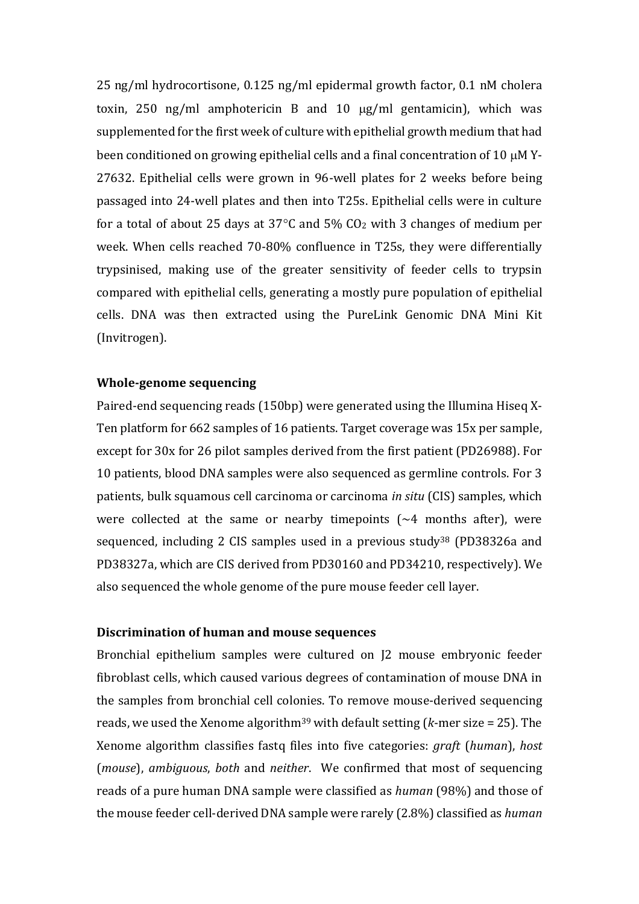25 ng/ml hydrocortisone, 0.125 ng/ml epidermal growth factor, 0.1 nM cholera toxin, 250 ng/ml amphotericin B and 10 μg/ml gentamicin), which was supplemented for the first week of culture with epithelial growth medium that had been conditioned on growing epithelial cells and a final concentration of 10 μM Y-27632. Epithelial cells were grown in 96-well plates for 2 weeks before being passaged into 24-well plates and then into T25s. Epithelial cells were in culture for a total of about 25 days at 37°C and 5% $CO_2$ with 3 changes of medium per week. When cells reached 70-80% confluence in T25s, they were differentially trypsinised, making use of the greater sensitivity of feeder cells to trypsin compared with epithelial cells, generating a mostly pure population of epithelial cells. DNA was then extracted using the PureLink Genomic DNA Mini Kit (Invitrogen).

**Whole-genome sequencing**

Paired-end sequencing reads (150bp) were generated using the Illumina Hiseq X-Ten platform for 662 samples of 16 patients. Target coverage was 15x per sample, except for 30x for 26 pilot samples derived from the first patient (PD26988). For 10 patients, blood DNA samples were also sequenced as germline controls. For 3 patients, bulk squamous cell carcinoma or carcinoma *in situ* (CIS) samples, which were collected at the same or nearby timepoints (~4 months after), were sequenced, including 2 CIS samples used in a previous study[38] (PD38326a and PD38327a, which are CIS derived from PD30160 and PD34210, respectively). We also sequenced the whole genome of the pure mouse feeder cell layer.

**Discrimination of human and mouse sequences**

Bronchial epithelium samples were cultured on J2 mouse embryonic feeder fibroblast cells, which caused various degrees of contamination of mouse DNA in the samples from bronchial cell colonies. To remove mouse-derived sequencing reads, we used the Xenome algorithm[39] with default setting (*k*-mer size = 25). The Xenome algorithm classifies fastq files into five categories: *graft* (*human*), *host* (*mouse*), *ambiguous*, *both* and *neither*. We confirmed that most of sequencing reads of a pure human DNA sample were classified as *human* (98%) and those of the mouse feeder cell-derived DNA sample were rarely (2.8%) classified as *human*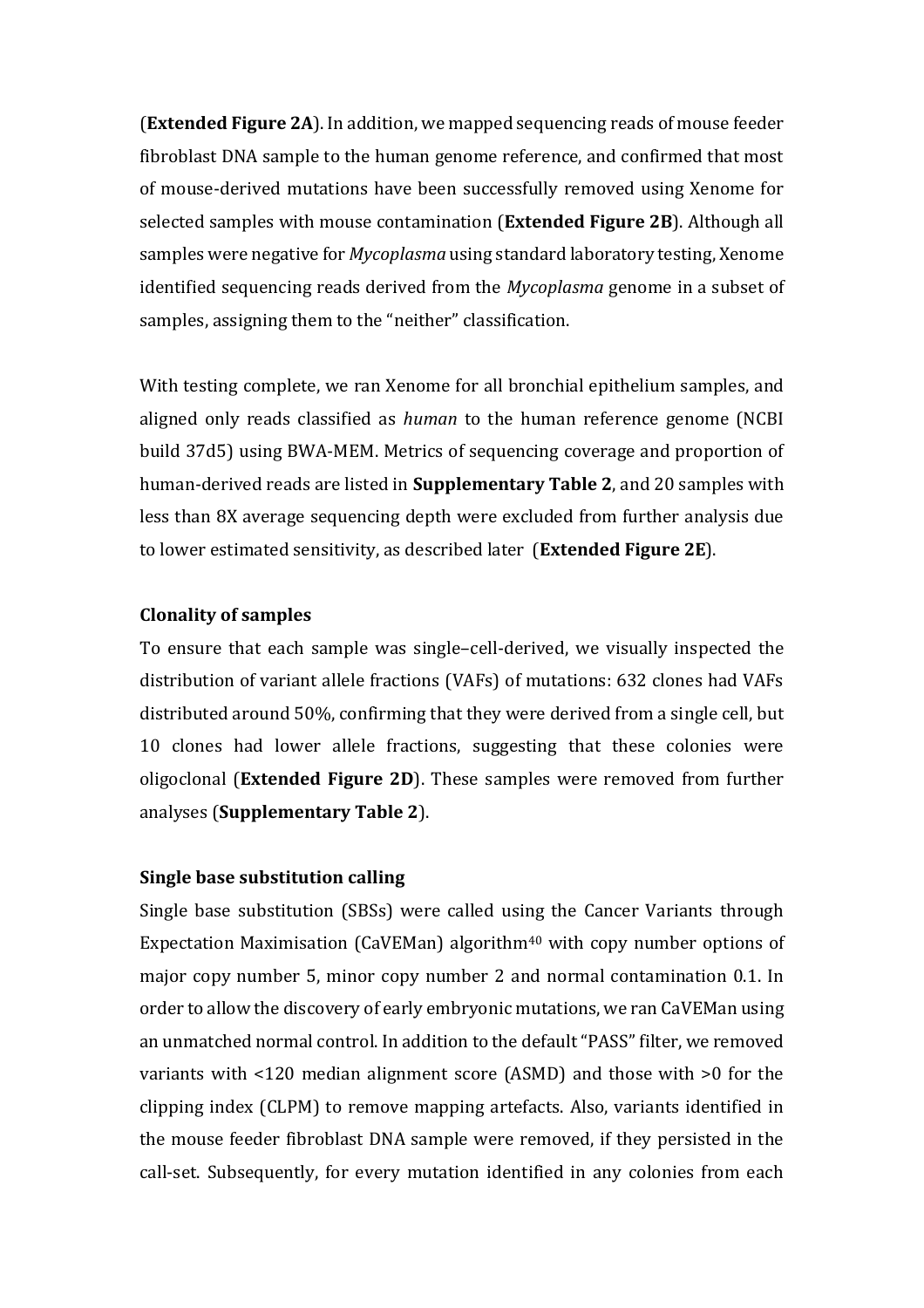(**Extended Figure 2A**). In addition, we mapped sequencing reads of mouse feeder fibroblast DNA sample to the human genome reference, and confirmed that most of mouse-derived mutations have been successfully removed using Xenome for selected samples with mouse contamination (**Extended Figure 2B**). Although all samples were negative for *Mycoplasma* using standard laboratory testing, Xenome identified sequencing reads derived from the *Mycoplasma* genome in a subset of samples, assigning them to the "neither" classification.

With testing complete, we ran Xenome for all bronchial epithelium samples, and aligned only reads classified as *human* to the human reference genome (NCBI build 37d5) using BWA-MEM. Metrics of sequencing coverage and proportion of human-derived reads are listed in **Supplementary Table 2**, and 20 samples with less than 8X average sequencing depth were excluded from further analysis due to lower estimated sensitivity, as described later (**Extended Figure 2E**).

### Clonality of samples

To ensure that each sample was single–cell-derived, we visually inspected the distribution of variant allele fractions (VAFs) of mutations: 632 clones had VAFs distributed around 50%, confirming that they were derived from a single cell, but 10 clones had lower allele fractions, suggesting that these colonies were oligoclonal (**Extended Figure 2D**). These samples were removed from further analyses (**Supplementary Table 2**).

### Single base substitution calling

Single base substitution (SBSs) were called using the Cancer Variants through Expectation Maximisation (CaVEMan) algorithm[40] with copy number options of major copy number 5, minor copy number 2 and normal contamination 0.1. In order to allow the discovery of early embryonic mutations, we ran CaVEMan using an unmatched normal control. In addition to the default "PASS" filter, we removed variants with <120 median alignment score (ASMD) and those with >0 for the clipping index (CLPM) to remove mapping artefacts. Also, variants identified in the mouse feeder fibroblast DNA sample were removed, if they persisted in the call-set. Subsequently, for every mutation identified in any colonies from each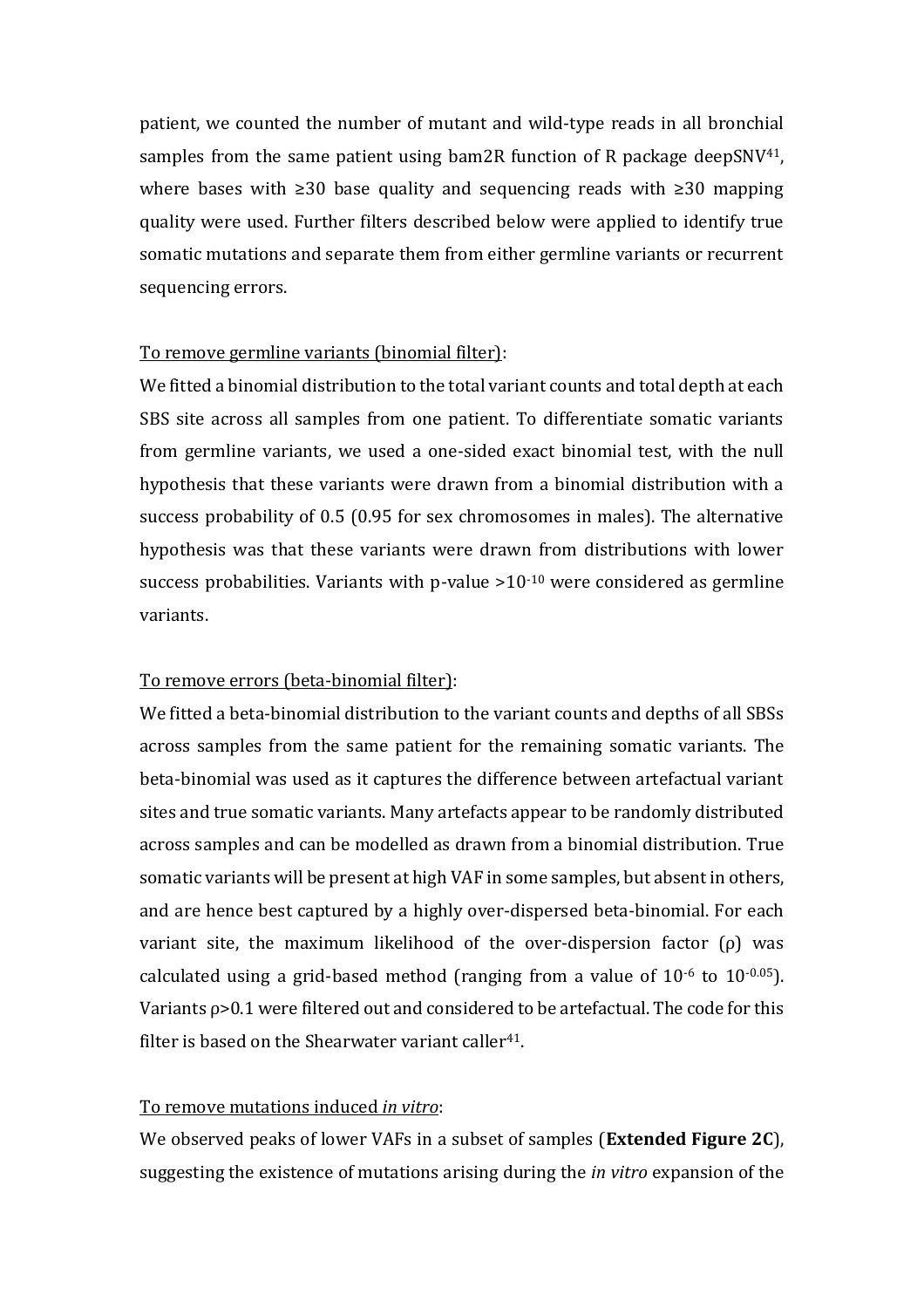patient, we counted the number of mutant and wild-type reads in all bronchial samples from the same patient using bam2R function of R package deepSNV[41], where bases with ≥30 base quality and sequencing reads with ≥30 mapping quality were used. Further filters described below were applied to identify true somatic mutations and separate them from either germline variants or recurrent sequencing errors.

<u>To remove germline variants (binomial filter)</u>:

We fitted a binomial distribution to the total variant counts and total depth at each SBS site across all samples from one patient. To differentiate somatic variants from germline variants, we used a one-sided exact binomial test, with the null hypothesis that these variants were drawn from a binomial distribution with a success probability of 0.5 (0.95 for sex chromosomes in males). The alternative hypothesis was that these variants were drawn from distributions with lower success probabilities. Variants with p-value $>10^{-10}$ were considered as germline variants.

<u>To remove errors (beta-binomial filter)</u>:

We fitted a beta-binomial distribution to the variant counts and depths of all SBSs across samples from the same patient for the remaining somatic variants. The beta-binomial was used as it captures the difference between artefactual variant sites and true somatic variants. Many artefacts appear to be randomly distributed across samples and can be modelled as drawn from a binomial distribution. True somatic variants will be present at high VAF in some samples, but absent in others, and are hence best captured by a highly over-dispersed beta-binomial. For each variant site, the maximum likelihood of the over-dispersion factor ($\rho$) was calculated using a grid-based method (ranging from a value of $10^{-6}$ to $10^{-0.05}$). Variants $\rho>0.1$ were filtered out and considered to be artefactual. The code for this filter is based on the Shearwater variant caller[41].

<u>To remove mutations induced *in vitro*</u>:

We observed peaks of lower VAFs in a subset of samples (**Extended Figure 2C**), suggesting the existence of mutations arising during the *in vitro* expansion of the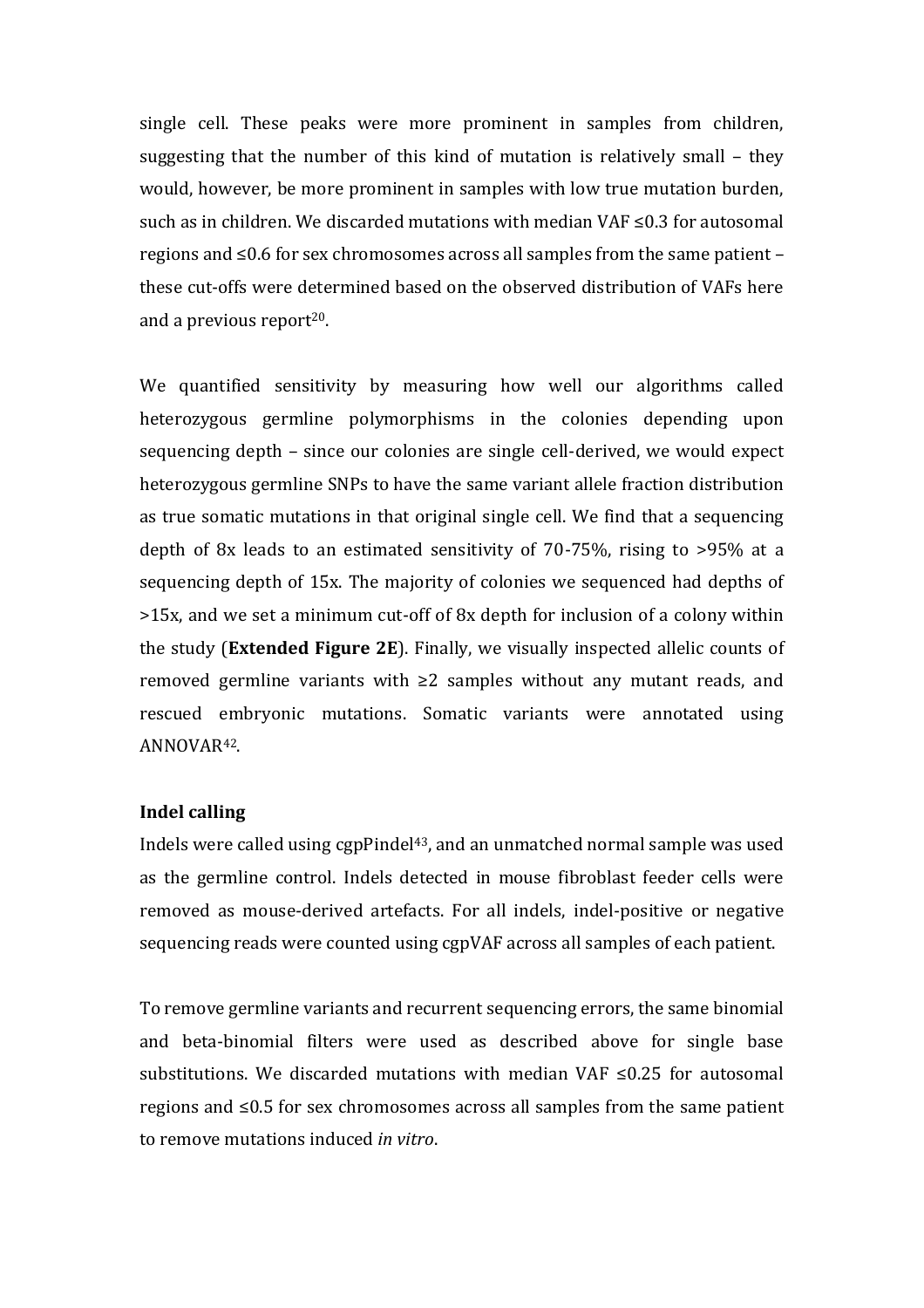single cell. These peaks were more prominent in samples from children, suggesting that the number of this kind of mutation is relatively small – they would, however, be more prominent in samples with low true mutation burden, such as in children. We discarded mutations with median VAF ≤0.3 for autosomal regions and ≤0.6 for sex chromosomes across all samples from the same patient – these cut-offs were determined based on the observed distribution of VAFs here and a previous report[20].

We quantified sensitivity by measuring how well our algorithms called heterozygous germline polymorphisms in the colonies depending upon sequencing depth – since our colonies are single cell-derived, we would expect heterozygous germline SNPs to have the same variant allele fraction distribution as true somatic mutations in that original single cell. We find that a sequencing depth of 8x leads to an estimated sensitivity of 70-75%, rising to >95% at a sequencing depth of 15x. The majority of colonies we sequenced had depths of >15x, and we set a minimum cut-off of 8x depth for inclusion of a colony within the study (**Extended Figure 2E**). Finally, we visually inspected allelic counts of removed germline variants with ≥2 samples without any mutant reads, and rescued embryonic mutations. Somatic variants were annotated using ANNOVAR[42].

**Indel calling**

Indels were called using cgpPindel[43], and an unmatched normal sample was used as the germline control. Indels detected in mouse fibroblast feeder cells were removed as mouse-derived artefacts. For all indels, indel-positive or negative sequencing reads were counted using cgpVAF across all samples of each patient.

To remove germline variants and recurrent sequencing errors, the same binomial and beta-binomial filters were used as described above for single base substitutions. We discarded mutations with median VAF ≤0.25 for autosomal regions and ≤0.5 for sex chromosomes across all samples from the same patient to remove mutations induced *in vitro*.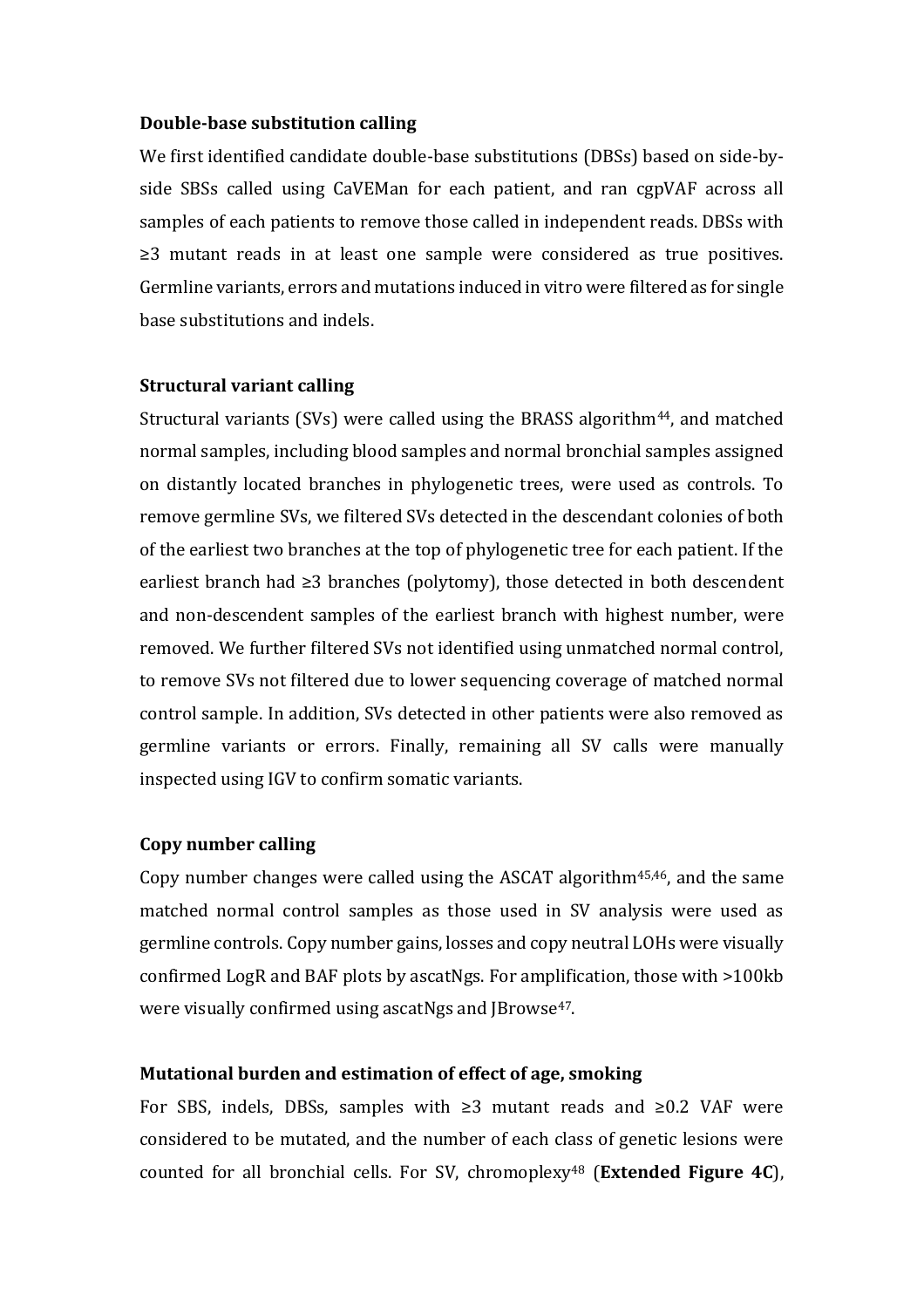**Double-base substitution calling**

We first identified candidate double-base substitutions (DBSs) based on side-by-side SBSs called using CaVEMan for each patient, and ran cgpVAF across all samples of each patients to remove those called in independent reads. DBSs with ≥3 mutant reads in at least one sample were considered as true positives. Germline variants, errors and mutations induced in vitro were filtered as for single base substitutions and indels.

**Structural variant calling**

Structural variants (SVs) were called using the BRASS algorithm[44], and matched normal samples, including blood samples and normal bronchial samples assigned on distantly located branches in phylogenetic trees, were used as controls. To remove germline SVs, we filtered SVs detected in the descendant colonies of both of the earliest two branches at the top of phylogenetic tree for each patient. If the earliest branch had ≥3 branches (polytomy), those detected in both descendent and non-descendent samples of the earliest branch with highest number, were removed. We further filtered SVs not identified using unmatched normal control, to remove SVs not filtered due to lower sequencing coverage of matched normal control sample. In addition, SVs detected in other patients were also removed as germline variants or errors. Finally, remaining all SV calls were manually inspected using IGV to confirm somatic variants.

**Copy number calling**

Copy number changes were called using the ASCAT algorithm[45,46], and the same matched normal control samples as those used in SV analysis were used as germline controls. Copy number gains, losses and copy neutral LOHs were visually confirmed LogR and BAF plots by ascatNgs. For amplification, those with >100kb were visually confirmed using ascatNgs and JBrowse[47].

**Mutational burden and estimation of effect of age, smoking**

For SBS, indels, DBSs, samples with ≥3 mutant reads and ≥0.2 VAF were considered to be mutated, and the number of each class of genetic lesions were counted for all bronchial cells. For SV, chromoplexy[48] (**Extended Figure 4C**),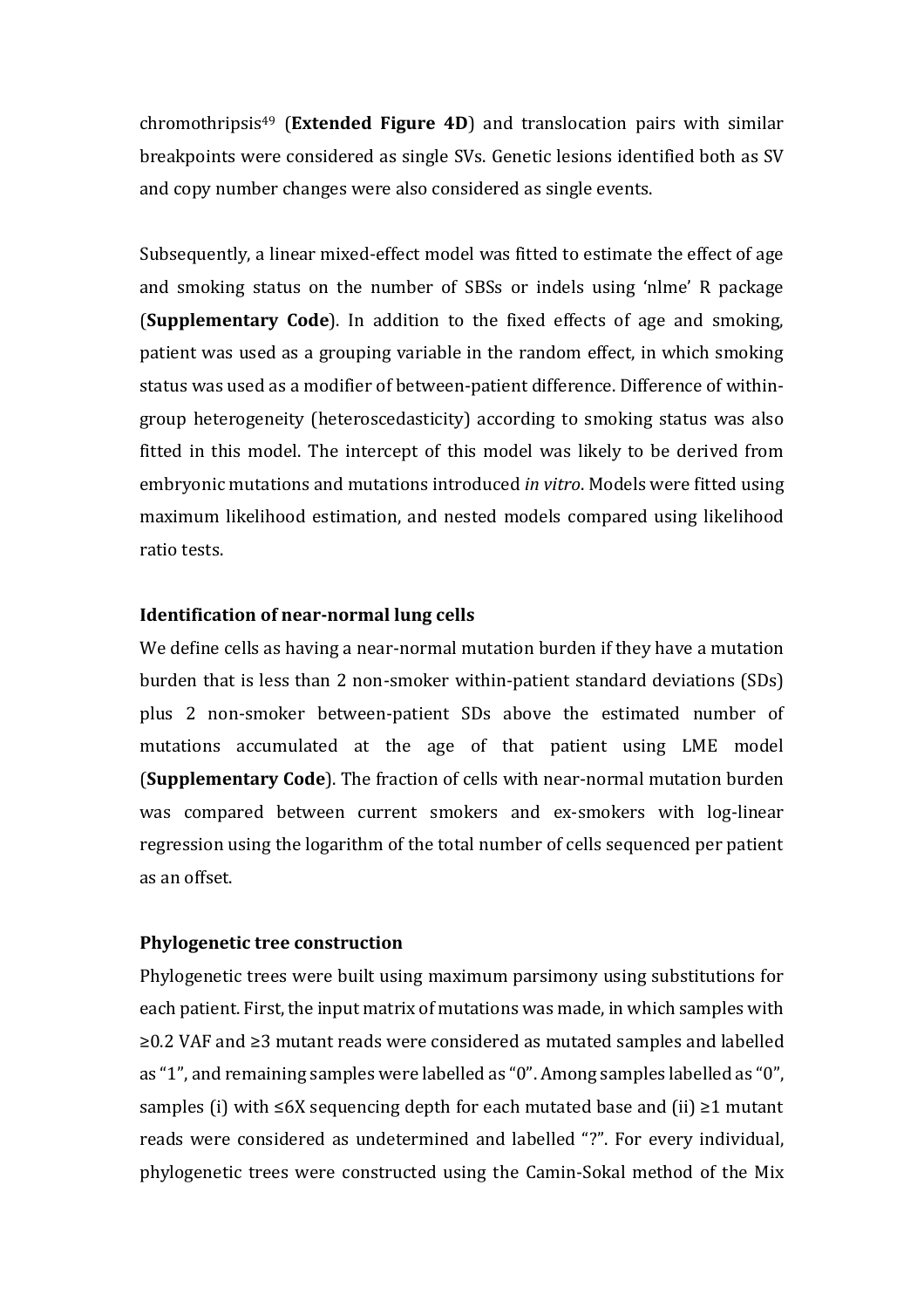chromothripsis[49] (**Extended Figure 4D**) and translocation pairs with similar breakpoints were considered as single SVs. Genetic lesions identified both as SV and copy number changes were also considered as single events.

Subsequently, a linear mixed-effect model was fitted to estimate the effect of age and smoking status on the number of SBSs or indels using 'nlme' R package (**Supplementary Code**). In addition to the fixed effects of age and smoking, patient was used as a grouping variable in the random effect, in which smoking status was used as a modifier of between-patient difference. Difference of within-group heterogeneity (heteroscedasticity) according to smoking status was also fitted in this model. The intercept of this model was likely to be derived from embryonic mutations and mutations introduced *in vitro*. Models were fitted using maximum likelihood estimation, and nested models compared using likelihood ratio tests.

**Identification of near-normal lung cells**

We define cells as having a near-normal mutation burden if they have a mutation burden that is less than 2 non-smoker within-patient standard deviations (SDs) plus 2 non-smoker between-patient SDs above the estimated number of mutations accumulated at the age of that patient using LME model (**Supplementary Code**). The fraction of cells with near-normal mutation burden was compared between current smokers and ex-smokers with log-linear regression using the logarithm of the total number of cells sequenced per patient as an offset.

**Phylogenetic tree construction**

Phylogenetic trees were built using maximum parsimony using substitutions for each patient. First, the input matrix of mutations was made, in which samples with ≥0.2 VAF and ≥3 mutant reads were considered as mutated samples and labelled as "1", and remaining samples were labelled as "0". Among samples labelled as "0", samples (i) with ≤6X sequencing depth for each mutated base and (ii) ≥1 mutant reads were considered as undetermined and labelled "?". For every individual, phylogenetic trees were constructed using the Camin-Sokal method of the Mix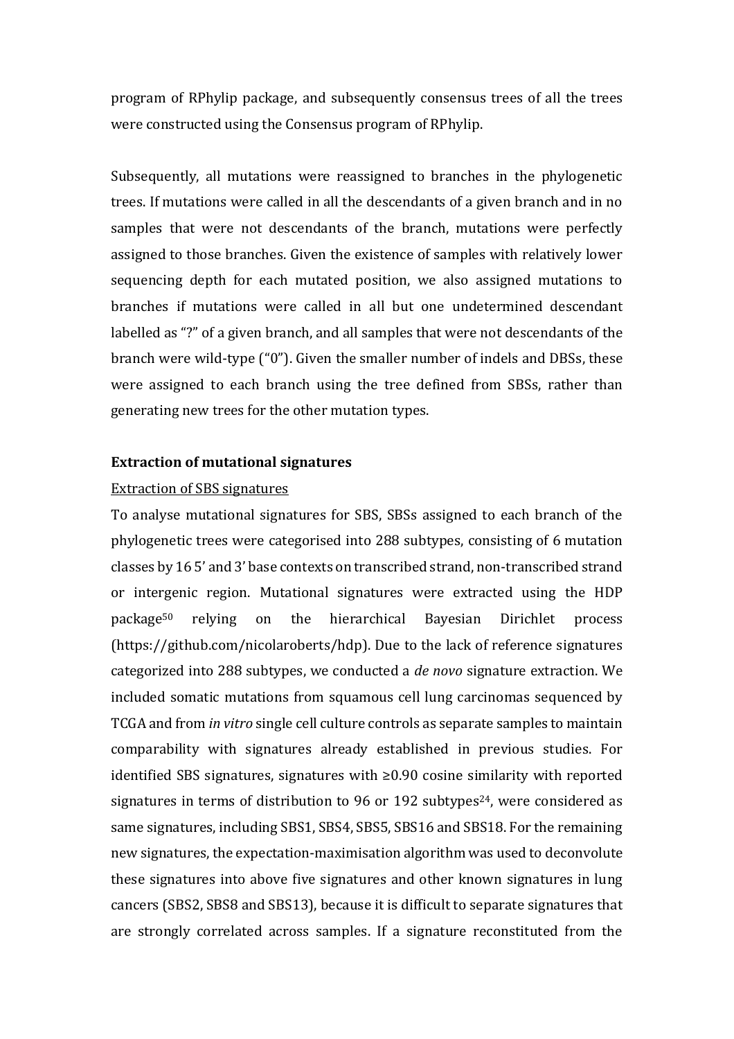program of RPhylip package, and subsequently consensus trees of all the trees were constructed using the Consensus program of RPhylip.

Subsequently, all mutations were reassigned to branches in the phylogenetic trees. If mutations were called in all the descendants of a given branch and in no samples that were not descendants of the branch, mutations were perfectly assigned to those branches. Given the existence of samples with relatively lower sequencing depth for each mutated position, we also assigned mutations to branches if mutations were called in all but one undetermined descendant labelled as "?" of a given branch, and all samples that were not descendants of the branch were wild-type ("0"). Given the smaller number of indels and DBSs, these were assigned to each branch using the tree defined from SBSs, rather than generating new trees for the other mutation types.

**Extraction of mutational signatures**

Extraction of SBS signatures

To analyse mutational signatures for SBS, SBSs assigned to each branch of the phylogenetic trees were categorised into 288 subtypes, consisting of 6 mutation classes by 16 5' and 3' base contexts on transcribed strand, non-transcribed strand or intergenic region. Mutational signatures were extracted using the HDP package[50] relying on the hierarchical Bayesian Dirichlet process (https://github.com/nicolaroberts/hdp). Due to the lack of reference signatures categorized into 288 subtypes, we conducted a *de novo* signature extraction. We included somatic mutations from squamous cell lung carcinomas sequenced by TCGA and from *in vitro* single cell culture controls as separate samples to maintain comparability with signatures already established in previous studies. For identified SBS signatures, signatures with ≥0.90 cosine similarity with reported signatures in terms of distribution to 96 or 192 subtypes[24], were considered as same signatures, including SBS1, SBS4, SBS5, SBS16 and SBS18. For the remaining new signatures, the expectation-maximisation algorithm was used to deconvolute these signatures into above five signatures and other known signatures in lung cancers (SBS2, SBS8 and SBS13), because it is difficult to separate signatures that are strongly correlated across samples. If a signature reconstituted from the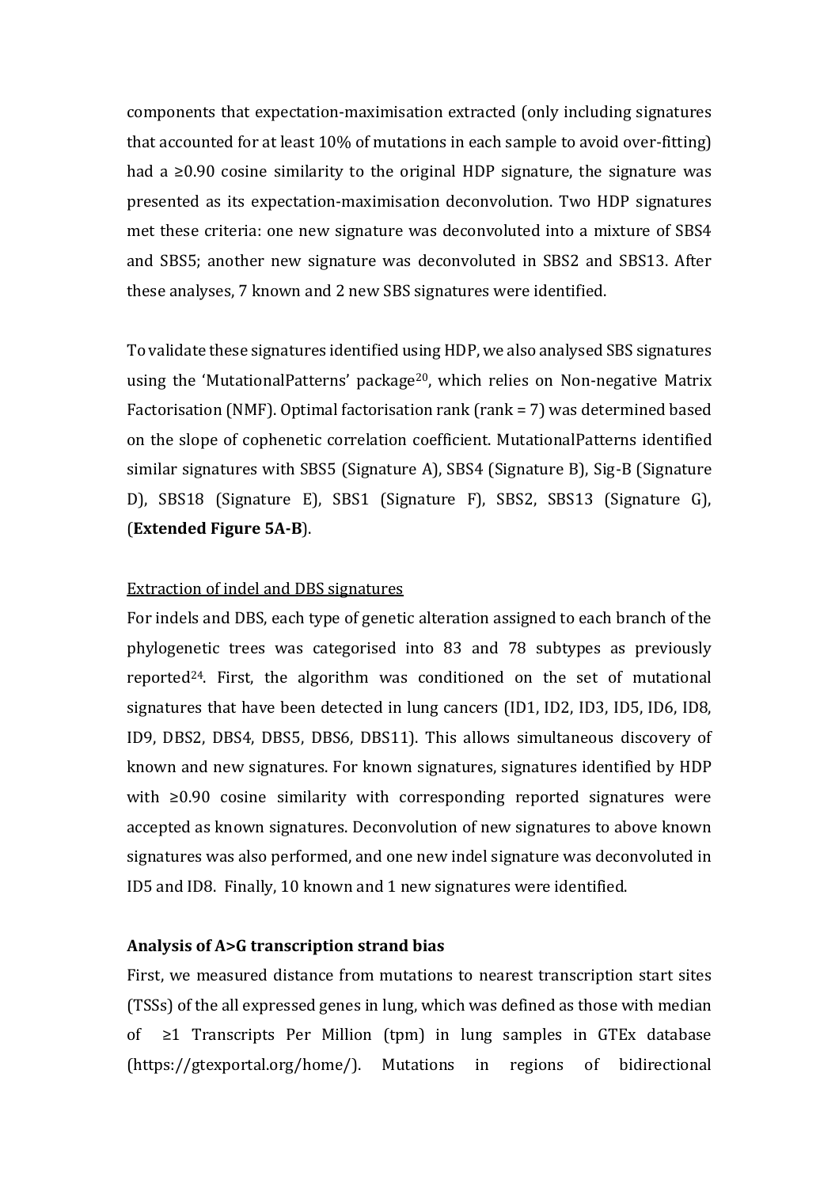components that expectation-maximisation extracted (only including signatures that accounted for at least 10% of mutations in each sample to avoid over-fitting) had a ≥0.90 cosine similarity to the original HDP signature, the signature was presented as its expectation-maximisation deconvolution. Two HDP signatures met these criteria: one new signature was deconvoluted into a mixture of SBS4 and SBS5; another new signature was deconvoluted in SBS2 and SBS13. After these analyses, 7 known and 2 new SBS signatures were identified.

To validate these signatures identified using HDP, we also analysed SBS signatures using the 'MutationalPatterns' package[20], which relies on Non-negative Matrix Factorisation (NMF). Optimal factorisation rank (rank = 7) was determined based on the slope of cophenetic correlation coefficient. MutationalPatterns identified similar signatures with SBS5 (Signature A), SBS4 (Signature B), Sig-B (Signature D), SBS18 (Signature E), SBS1 (Signature F), SBS2, SBS13 (Signature G), (**Extended Figure 5A-B**).

<u>Extraction of indel and DBS signatures</u>

For indels and DBS, each type of genetic alteration assigned to each branch of the phylogenetic trees was categorised into 83 and 78 subtypes as previously reported[24]. First, the algorithm was conditioned on the set of mutational signatures that have been detected in lung cancers (ID1, ID2, ID3, ID5, ID6, ID8, ID9, DBS2, DBS4, DBS5, DBS6, DBS11). This allows simultaneous discovery of known and new signatures. For known signatures, signatures identified by HDP with ≥0.90 cosine similarity with corresponding reported signatures were accepted as known signatures. Deconvolution of new signatures to above known signatures was also performed, and one new indel signature was deconvoluted in ID5 and ID8. Finally, 10 known and 1 new signatures were identified.

**Analysis of A>G transcription strand bias**

First, we measured distance from mutations to nearest transcription start sites (TSSs) of the all expressed genes in lung, which was defined as those with median of ≥1 Transcripts Per Million (tpm) in lung samples in GTEx database (https://gtexportal.org/home/). Mutations in regions of bidirectional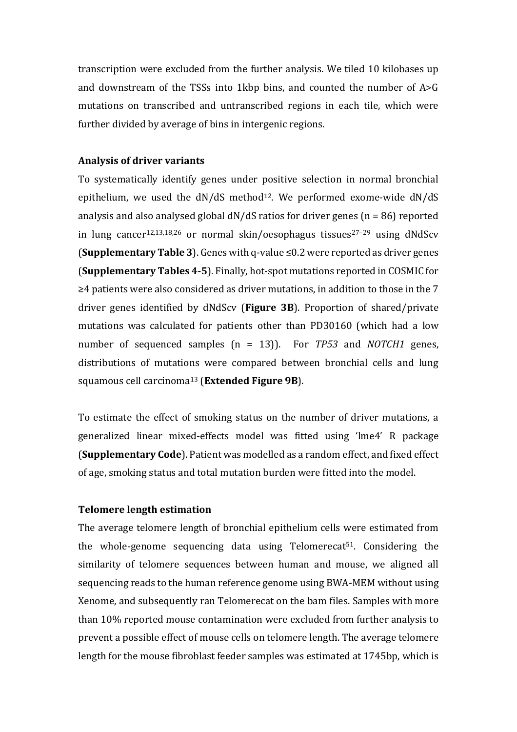transcription were excluded from the further analysis. We tiled 10 kilobases up and downstream of the TSSs into 1kbp bins, and counted the number of A>G mutations on transcribed and untranscribed regions in each tile, which were further divided by average of bins in intergenic regions.

### Analysis of driver variants

To systematically identify genes under positive selection in normal bronchial epithelium, we used the dN/dS method[12]. We performed exome-wide dN/dS analysis and also analysed global dN/dS ratios for driver genes (n = 86) reported in lung cancer[12,13,18,26] or normal skin/oesophagus tissues[27–29] using dNdScv (**Supplementary Table 3**). Genes with q-value ≤0.2 were reported as driver genes (**Supplementary Tables 4-5**). Finally, hot-spot mutations reported in COSMIC for ≥4 patients were also considered as driver mutations, in addition to those in the 7 driver genes identified by dNdScv (**Figure 3B**). Proportion of shared/private mutations was calculated for patients other than PD30160 (which had a low number of sequenced samples (n = 13)). For *TP53* and *NOTCH1* genes, distributions of mutations were compared between bronchial cells and lung squamous cell carcinoma[13] (**Extended Figure 9B**).

To estimate the effect of smoking status on the number of driver mutations, a generalized linear mixed-effects model was fitted using 'lme4' R package (**Supplementary Code**). Patient was modelled as a random effect, and fixed effect of age, smoking status and total mutation burden were fitted into the model.

### Telomere length estimation

The average telomere length of bronchial epithelium cells were estimated from the whole-genome sequencing data using Telomerecat[51]. Considering the similarity of telomere sequences between human and mouse, we aligned all sequencing reads to the human reference genome using BWA-MEM without using Xenome, and subsequently ran Telomerecat on the bam files. Samples with more than 10% reported mouse contamination were excluded from further analysis to prevent a possible effect of mouse cells on telomere length. The average telomere length for the mouse fibroblast feeder samples was estimated at 1745bp, which is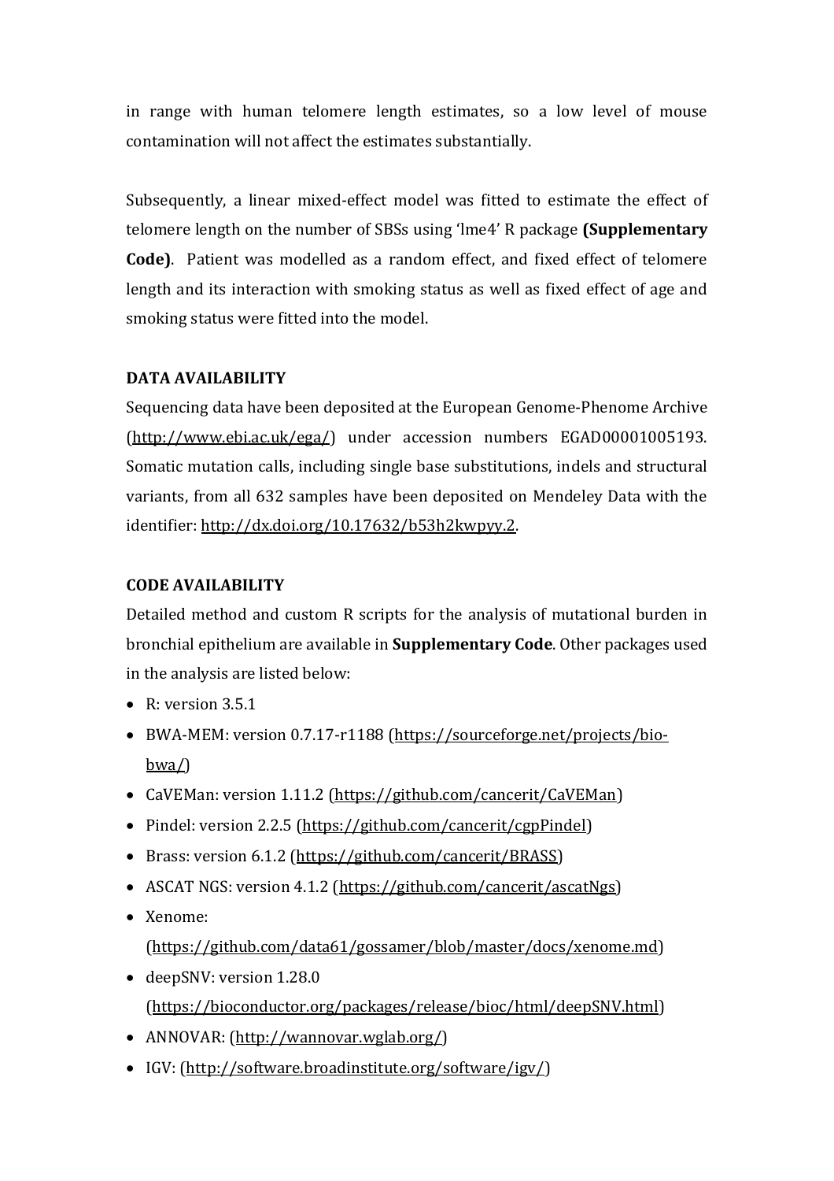in range with human telomere length estimates, so a low level of mouse contamination will not affect the estimates substantially.

Subsequently, a linear mixed-effect model was fitted to estimate the effect of telomere length on the number of SBSs using 'lme4' R package **(Supplementary Code)**. Patient was modelled as a random effect, and fixed effect of telomere length and its interaction with smoking status as well as fixed effect of age and smoking status were fitted into the model.

## DATA AVAILABILITY

Sequencing data have been deposited at the European Genome-Phenome Archive (http://www.ebi.ac.uk/ega/) under accession numbers EGAD00001005193. Somatic mutation calls, including single base substitutions, indels and structural variants, from all 632 samples have been deposited on Mendeley Data with the identifier: http://dx.doi.org/10.17632/b53h2kwpyy.2.

## CODE AVAILABILITY

Detailed method and custom R scripts for the analysis of mutational burden in bronchial epithelium are available in **Supplementary Code**. Other packages used in the analysis are listed below:

- R: version 3.5.1
- BWA-MEM: version 0.7.17-r1188 (https://sourceforge.net/projects/bio-bwa/)
- CaVEMan: version 1.11.2 (https://github.com/cancerit/CaVEMan)
- Pindel: version 2.2.5 (https://github.com/cancerit/cgpPindel)
- Brass: version 6.1.2 (https://github.com/cancerit/BRASS)
- ASCAT NGS: version 4.1.2 (https://github.com/cancerit/ascatNgs)
- Xenome: (https://github.com/data61/gossamer/blob/master/docs/xenome.md)
- deepSNV: version 1.28.0 (https://bioconductor.org/packages/release/bioc/html/deepSNV.html)
- ANNOVAR: (http://wannovar.wglab.org/)
- IGV: (http://software.broadinstitute.org/software/igv/)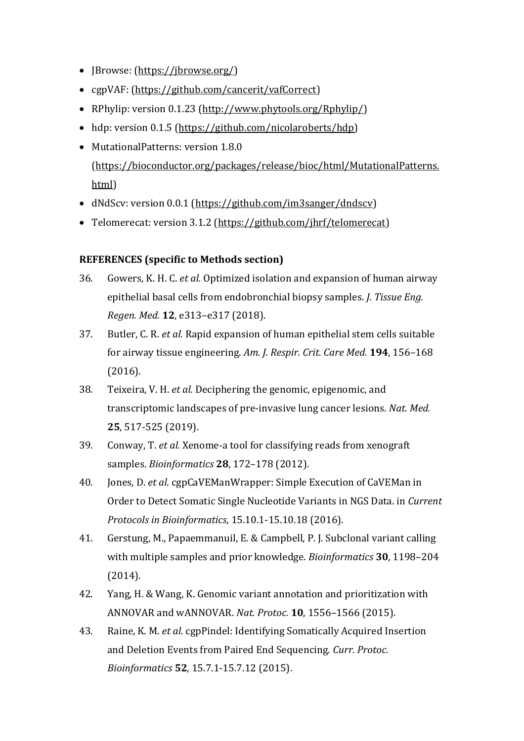- JBrowse: (https://jbrowse.org/)
- cgpVAF: (https://github.com/cancerit/vafCorrect)
- RPhylip: version 0.1.23 (http://www.phytools.org/Rphylip/)
- hdp: version 0.1.5 (https://github.com/nicolaroberts/hdp)
- MutationalPatterns: version 1.8.0 (https://bioconductor.org/packages/release/bioc/html/MutationalPatterns.html)
- dNdScv: version 0.0.1 (https://github.com/im3sanger/dndscv)
- Telomerecat: version 3.1.2 (https://github.com/jhrf/telomerecat)

**REFERENCES (specific to Methods section)**

36. Gowers, K. H. C. *et al.* Optimized isolation and expansion of human airway epithelial basal cells from endobronchial biopsy samples. *J. Tissue Eng. Regen. Med.* **12**, e313–e317 (2018).
37. Butler, C. R. *et al.* Rapid expansion of human epithelial stem cells suitable for airway tissue engineering. *Am. J. Respir. Crit. Care Med.* **194**, 156–168 (2016).
38. Teixeira, V. H. *et al.* Deciphering the genomic, epigenomic, and transcriptomic landscapes of pre-invasive lung cancer lesions. *Nat. Med.* **25**, 517-525 (2019).
39. Conway, T. *et al.* Xenome-a tool for classifying reads from xenograft samples. *Bioinformatics* **28**, 172–178 (2012).
40. Jones, D. *et al.* cgpCaVEManWrapper: Simple Execution of CaVEMan in Order to Detect Somatic Single Nucleotide Variants in NGS Data. in *Current Protocols in Bioinformatics*, 15.10.1-15.10.18 (2016).
41. Gerstung, M., Papaemmanuil, E. & Campbell, P. J. Subclonal variant calling with multiple samples and prior knowledge. *Bioinformatics* **30**, 1198–204 (2014).
42. Yang, H. & Wang, K. Genomic variant annotation and prioritization with ANNOVAR and wANNOVAR. *Nat. Protoc.* **10**, 1556–1566 (2015).
43. Raine, K. M. *et al.* cgpPindel: Identifying Somatically Acquired Insertion and Deletion Events from Paired End Sequencing. *Curr. Protoc. Bioinformatics* **52**, 15.7.1-15.7.12 (2015).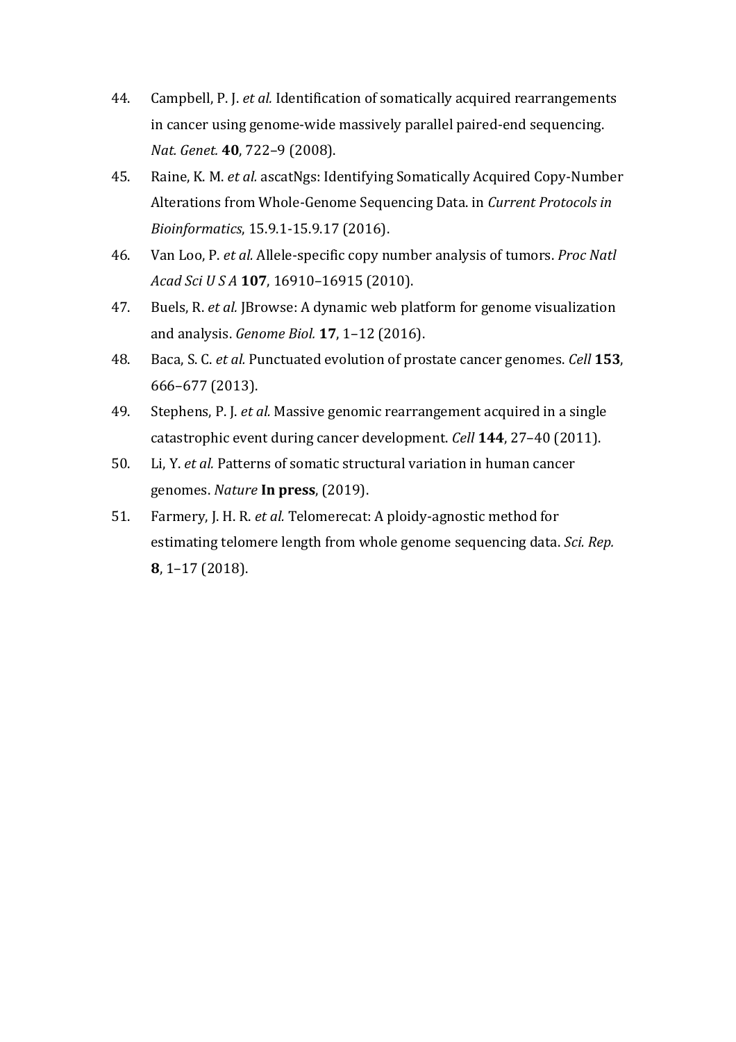44. Campbell, P. J. *et al.* Identification of somatically acquired rearrangements in cancer using genome-wide massively parallel paired-end sequencing. *Nat. Genet.* **40**, 722–9 (2008).
45. Raine, K. M. *et al.* ascatNgs: Identifying Somatically Acquired Copy-Number Alterations from Whole-Genome Sequencing Data. in *Current Protocols in Bioinformatics*, 15.9.1-15.9.17 (2016).
46. Van Loo, P. *et al.* Allele-specific copy number analysis of tumors. *Proc Natl Acad Sci U S A* **107**, 16910–16915 (2010).
47. Buels, R. *et al.* JBrowse: A dynamic web platform for genome visualization and analysis. *Genome Biol.* **17**, 1–12 (2016).
48. Baca, S. C. *et al.* Punctuated evolution of prostate cancer genomes. *Cell* **153**, 666–677 (2013).
49. Stephens, P. J. *et al.* Massive genomic rearrangement acquired in a single catastrophic event during cancer development. *Cell* **144**, 27–40 (2011).
50. Li, Y. *et al.* Patterns of somatic structural variation in human cancer genomes. *Nature* **In press**, (2019).
51. Farmery, J. H. R. *et al.* Telomerecat: A ploidy-agnostic method for estimating telomere length from whole genome sequencing data. *Sci. Rep.* **8**, 1–17 (2018).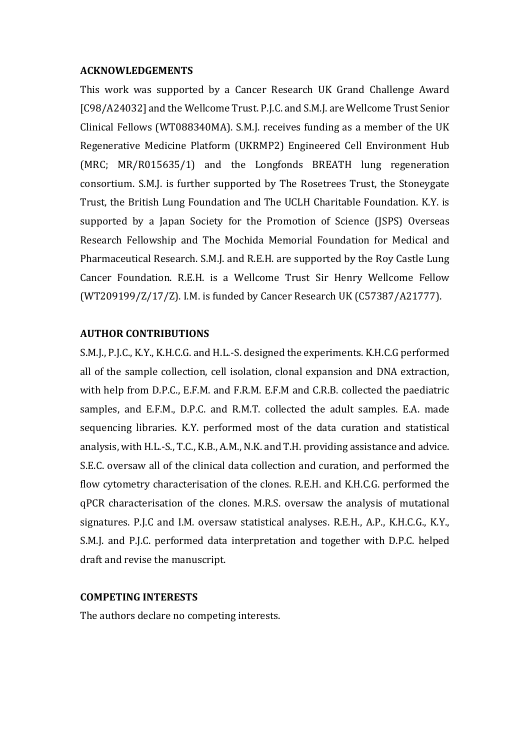## ACKNOWLEDGEMENTS

This work was supported by a Cancer Research UK Grand Challenge Award [C98/A24032] and the Wellcome Trust. P.J.C. and S.M.J. are Wellcome Trust Senior Clinical Fellows (WT088340MA). S.M.J. receives funding as a member of the UK Regenerative Medicine Platform (UKRMP2) Engineered Cell Environment Hub (MRC; MR/R015635/1) and the Longfonds BREATH lung regeneration consortium. S.M.J. is further supported by The Rosetrees Trust, the Stoneygate Trust, the British Lung Foundation and The UCLH Charitable Foundation. K.Y. is supported by a Japan Society for the Promotion of Science (JSPS) Overseas Research Fellowship and The Mochida Memorial Foundation for Medical and Pharmaceutical Research. S.M.J. and R.E.H. are supported by the Roy Castle Lung Cancer Foundation. R.E.H. is a Wellcome Trust Sir Henry Wellcome Fellow (WT209199/Z/17/Z). I.M. is funded by Cancer Research UK (C57387/A21777).

## AUTHOR CONTRIBUTIONS

S.M.J., P.J.C., K.Y., K.H.C.G. and H.L.-S. designed the experiments. K.H.C.G performed all of the sample collection, cell isolation, clonal expansion and DNA extraction, with help from D.P.C., E.F.M. and F.R.M. E.F.M and C.R.B. collected the paediatric samples, and E.F.M., D.P.C. and R.M.T. collected the adult samples. E.A. made sequencing libraries. K.Y. performed most of the data curation and statistical analysis, with H.L.-S., T.C., K.B., A.M., N.K. and T.H. providing assistance and advice. S.E.C. oversaw all of the clinical data collection and curation, and performed the flow cytometry characterisation of the clones. R.E.H. and K.H.C.G. performed the qPCR characterisation of the clones. M.R.S. oversaw the analysis of mutational signatures. P.J.C and I.M. oversaw statistical analyses. R.E.H., A.P., K.H.C.G., K.Y., S.M.J. and P.J.C. performed data interpretation and together with D.P.C. helped draft and revise the manuscript.

## COMPETING INTERESTS

The authors declare no competing interests.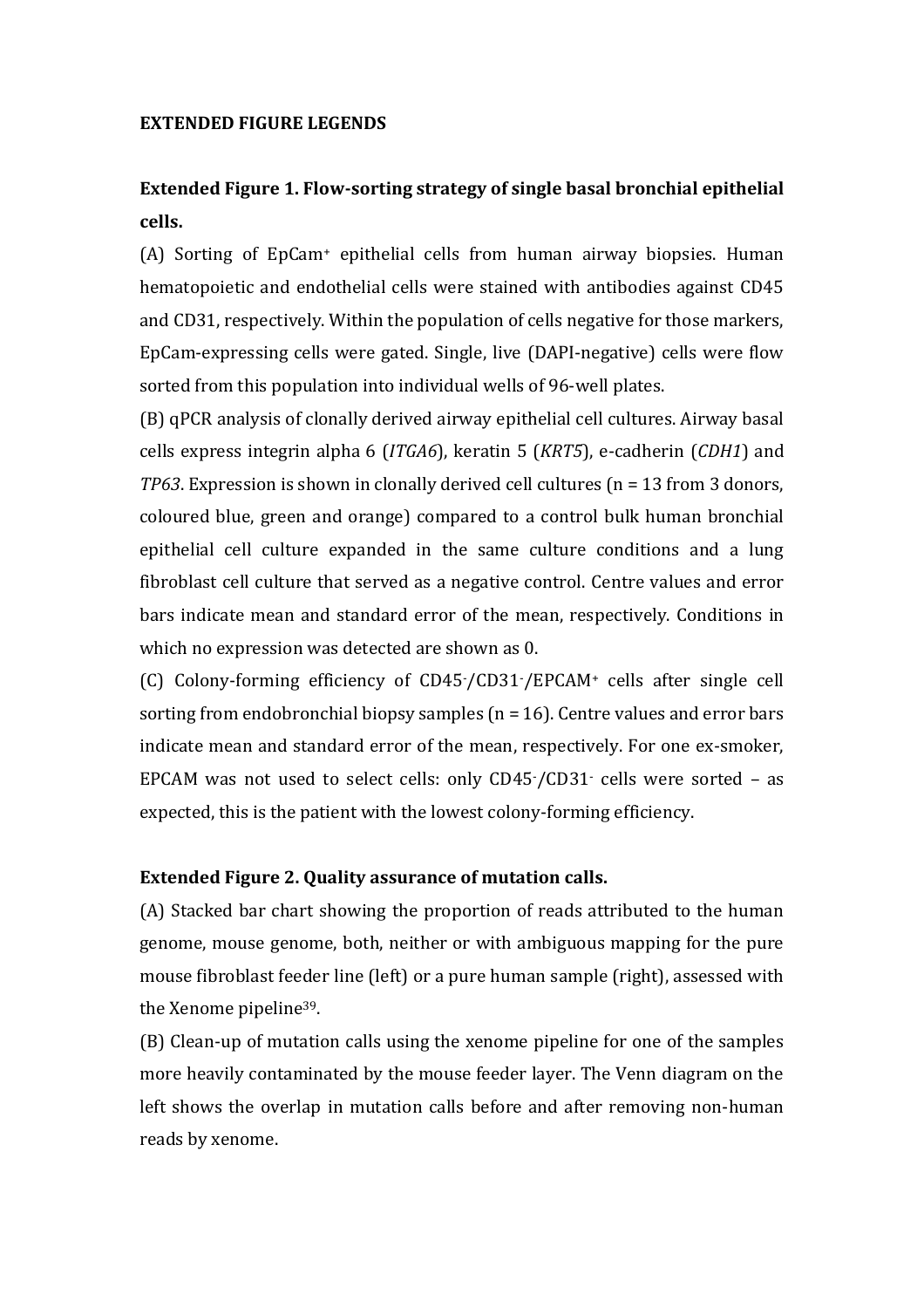**EXTENDED FIGURE LEGENDS**

**Extended Figure 1. Flow-sorting strategy of single basal bronchial epithelial cells.**

(A) Sorting of EpCam$^{+}$ epithelial cells from human airway biopsies. Human hematopoietic and endothelial cells were stained with antibodies against CD45 and CD31, respectively. Within the population of cells negative for those markers, EpCam-expressing cells were gated. Single, live (DAPI-negative) cells were flow sorted from this population into individual wells of 96-well plates.

(B) qPCR analysis of clonally derived airway epithelial cell cultures. Airway basal cells express integrin alpha 6 (*ITGA6*), keratin 5 (*KRT5*), e-cadherin (*CDH1*) and *TP63*. Expression is shown in clonally derived cell cultures (n = 13 from 3 donors, coloured blue, green and orange) compared to a control bulk human bronchial epithelial cell culture expanded in the same culture conditions and a lung fibroblast cell culture that served as a negative control. Centre values and error bars indicate mean and standard error of the mean, respectively. Conditions in which no expression was detected are shown as 0.

(C) Colony-forming efficiency of CD45$^{-}$/CD31$^{-}$/EPCAM$^{+}$ cells after single cell sorting from endobronchial biopsy samples (n = 16). Centre values and error bars indicate mean and standard error of the mean, respectively. For one ex-smoker, EPCAM was not used to select cells: only CD45$^{-}$/CD31$^{-}$ cells were sorted – as expected, this is the patient with the lowest colony-forming efficiency.

**Extended Figure 2. Quality assurance of mutation calls.**

(A) Stacked bar chart showing the proportion of reads attributed to the human genome, mouse genome, both, neither or with ambiguous mapping for the pure mouse fibroblast feeder line (left) or a pure human sample (right), assessed with the Xenome pipeline[39].

(B) Clean-up of mutation calls using the xenome pipeline for one of the samples more heavily contaminated by the mouse feeder layer. The Venn diagram on the left shows the overlap in mutation calls before and after removing non-human reads by xenome.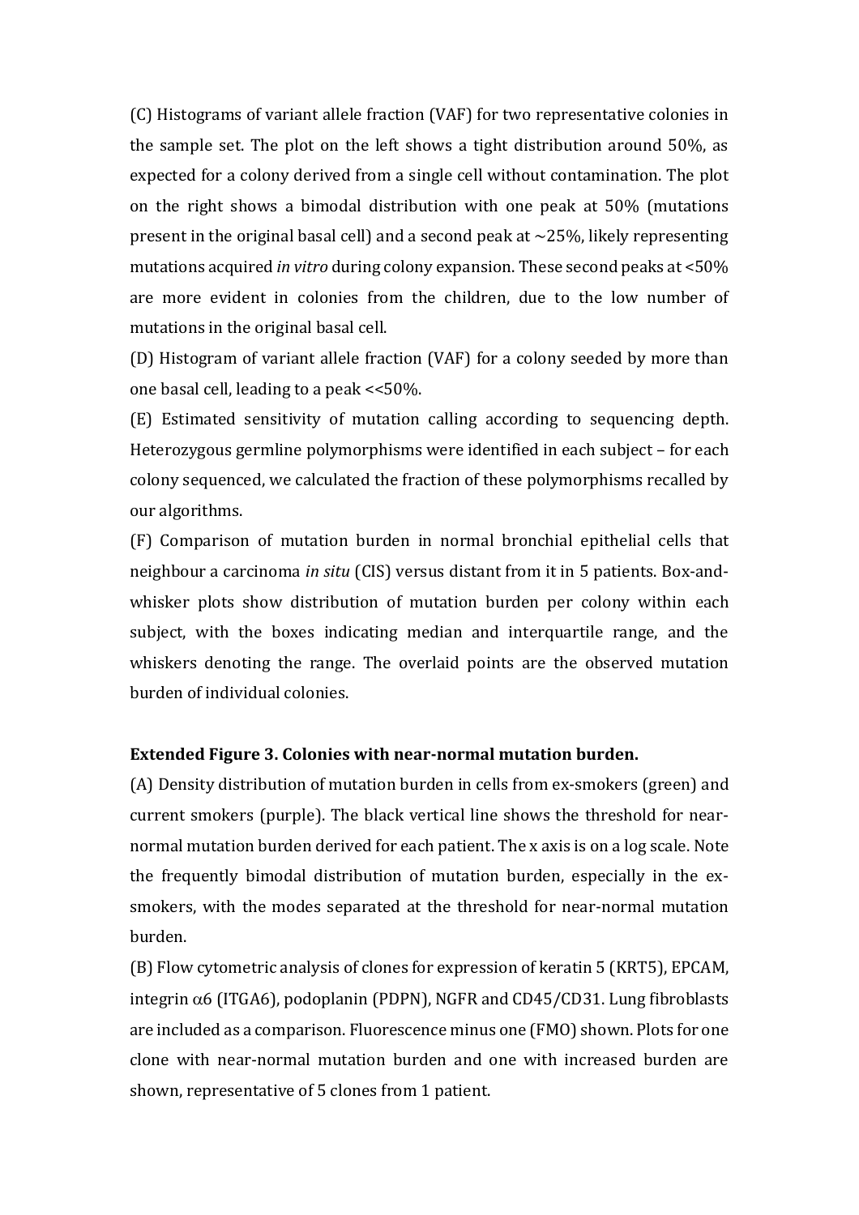(C) Histograms of variant allele fraction (VAF) for two representative colonies in the sample set. The plot on the left shows a tight distribution around 50%, as expected for a colony derived from a single cell without contamination. The plot on the right shows a bimodal distribution with one peak at 50% (mutations present in the original basal cell) and a second peak at ~25%, likely representing mutations acquired *in vitro* during colony expansion. These second peaks at <50% are more evident in colonies from the children, due to the low number of mutations in the original basal cell.

(D) Histogram of variant allele fraction (VAF) for a colony seeded by more than one basal cell, leading to a peak <<50%.

(E) Estimated sensitivity of mutation calling according to sequencing depth. Heterozygous germline polymorphisms were identified in each subject – for each colony sequenced, we calculated the fraction of these polymorphisms recalled by our algorithms.

(F) Comparison of mutation burden in normal bronchial epithelial cells that neighbour a carcinoma *in situ* (CIS) versus distant from it in 5 patients. Box-and-whisker plots show distribution of mutation burden per colony within each subject, with the boxes indicating median and interquartile range, and the whiskers denoting the range. The overlaid points are the observed mutation burden of individual colonies.

**Extended Figure 3. Colonies with near-normal mutation burden.**

(A) Density distribution of mutation burden in cells from ex-smokers (green) and current smokers (purple). The black vertical line shows the threshold for near-normal mutation burden derived for each patient. The x axis is on a log scale. Note the frequently bimodal distribution of mutation burden, especially in the ex-smokers, with the modes separated at the threshold for near-normal mutation burden.

(B) Flow cytometric analysis of clones for expression of keratin 5 (KRT5), EPCAM, integrin $\alpha$6 (ITGA6), podoplanin (PDPN), NGFR and CD45/CD31. Lung fibroblasts are included as a comparison. Fluorescence minus one (FMO) shown. Plots for one clone with near-normal mutation burden and one with increased burden are shown, representative of 5 clones from 1 patient.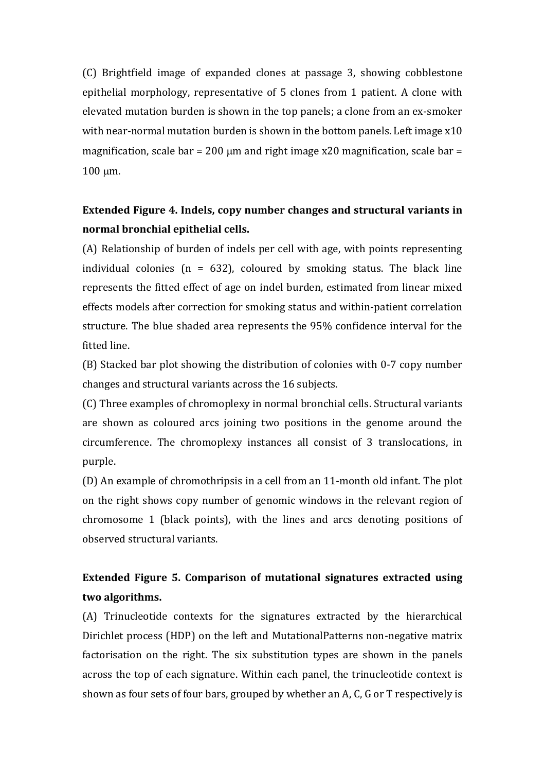(C) Brightfield image of expanded clones at passage 3, showing cobblestone epithelial morphology, representative of 5 clones from 1 patient. A clone with elevated mutation burden is shown in the top panels; a clone from an ex-smoker with near-normal mutation burden is shown in the bottom panels. Left image x10 magnification, scale bar = 200 μm and right image x20 magnification, scale bar = 100 μm.

**Extended Figure 4. Indels, copy number changes and structural variants in normal bronchial epithelial cells.**

(A) Relationship of burden of indels per cell with age, with points representing individual colonies (n = 632), coloured by smoking status. The black line represents the fitted effect of age on indel burden, estimated from linear mixed effects models after correction for smoking status and within-patient correlation structure. The blue shaded area represents the 95% confidence interval for the fitted line.

(B) Stacked bar plot showing the distribution of colonies with 0-7 copy number changes and structural variants across the 16 subjects.

(C) Three examples of chromoplexy in normal bronchial cells. Structural variants are shown as coloured arcs joining two positions in the genome around the circumference. The chromoplexy instances all consist of 3 translocations, in purple.

(D) An example of chromothripsis in a cell from an 11-month old infant. The plot on the right shows copy number of genomic windows in the relevant region of chromosome 1 (black points), with the lines and arcs denoting positions of observed structural variants.

**Extended Figure 5. Comparison of mutational signatures extracted using two algorithms.**

(A) Trinucleotide contexts for the signatures extracted by the hierarchical Dirichlet process (HDP) on the left and MutationalPatterns non-negative matrix factorisation on the right. The six substitution types are shown in the panels across the top of each signature. Within each panel, the trinucleotide context is shown as four sets of four bars, grouped by whether an A, C, G or T respectively is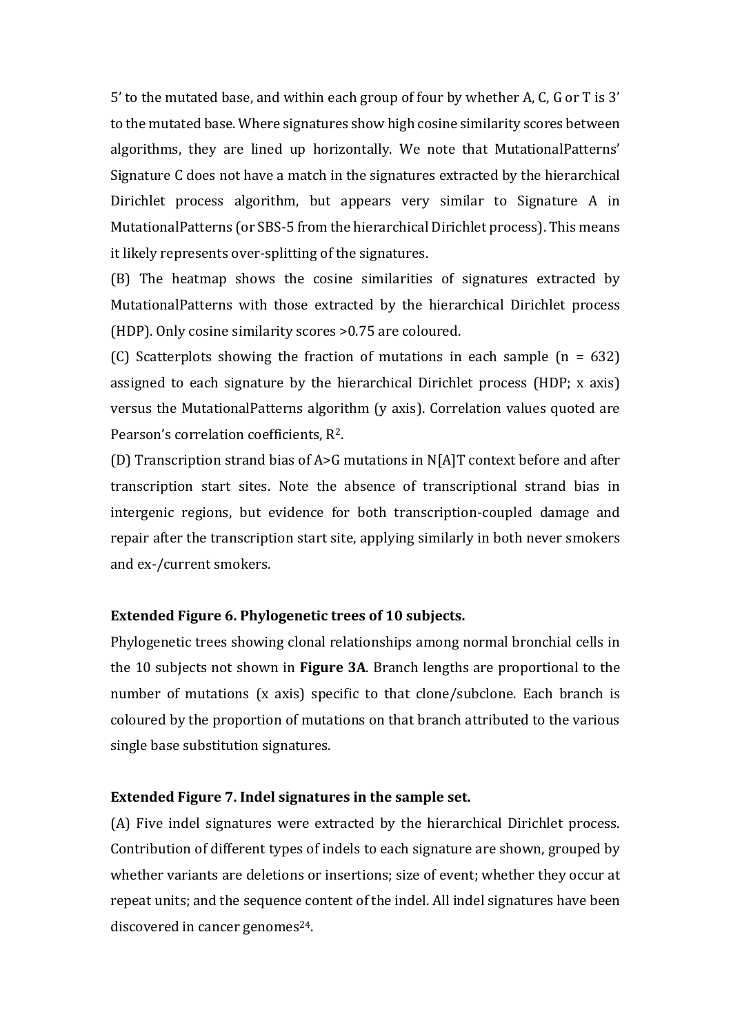5' to the mutated base, and within each group of four by whether A, C, G or T is 3' to the mutated base. Where signatures show high cosine similarity scores between algorithms, they are lined up horizontally. We note that MutationalPatterns' Signature C does not have a match in the signatures extracted by the hierarchical Dirichlet process algorithm, but appears very similar to Signature A in MutationalPatterns (or SBS-5 from the hierarchical Dirichlet process). This means it likely represents over-splitting of the signatures.

(B) The heatmap shows the cosine similarities of signatures extracted by MutationalPatterns with those extracted by the hierarchical Dirichlet process (HDP). Only cosine similarity scores >0.75 are coloured.

(C) Scatterplots showing the fraction of mutations in each sample (n = 632) assigned to each signature by the hierarchical Dirichlet process (HDP; x axis) versus the MutationalPatterns algorithm (y axis). Correlation values quoted are Pearson's correlation coefficients, $R^2$.

(D) Transcription strand bias of A>G mutations in N[A]T context before and after transcription start sites. Note the absence of transcriptional strand bias in intergenic regions, but evidence for both transcription-coupled damage and repair after the transcription start site, applying similarly in both never smokers and ex-/current smokers.

**Extended Figure 6. Phylogenetic trees of 10 subjects.**

Phylogenetic trees showing clonal relationships among normal bronchial cells in the 10 subjects not shown in **Figure 3A**. Branch lengths are proportional to the number of mutations (x axis) specific to that clone/subclone. Each branch is coloured by the proportion of mutations on that branch attributed to the various single base substitution signatures.

**Extended Figure 7. Indel signatures in the sample set.**

(A) Five indel signatures were extracted by the hierarchical Dirichlet process. Contribution of different types of indels to each signature are shown, grouped by whether variants are deletions or insertions; size of event; whether they occur at repeat units; and the sequence content of the indel. All indel signatures have been discovered in cancer genomes[24].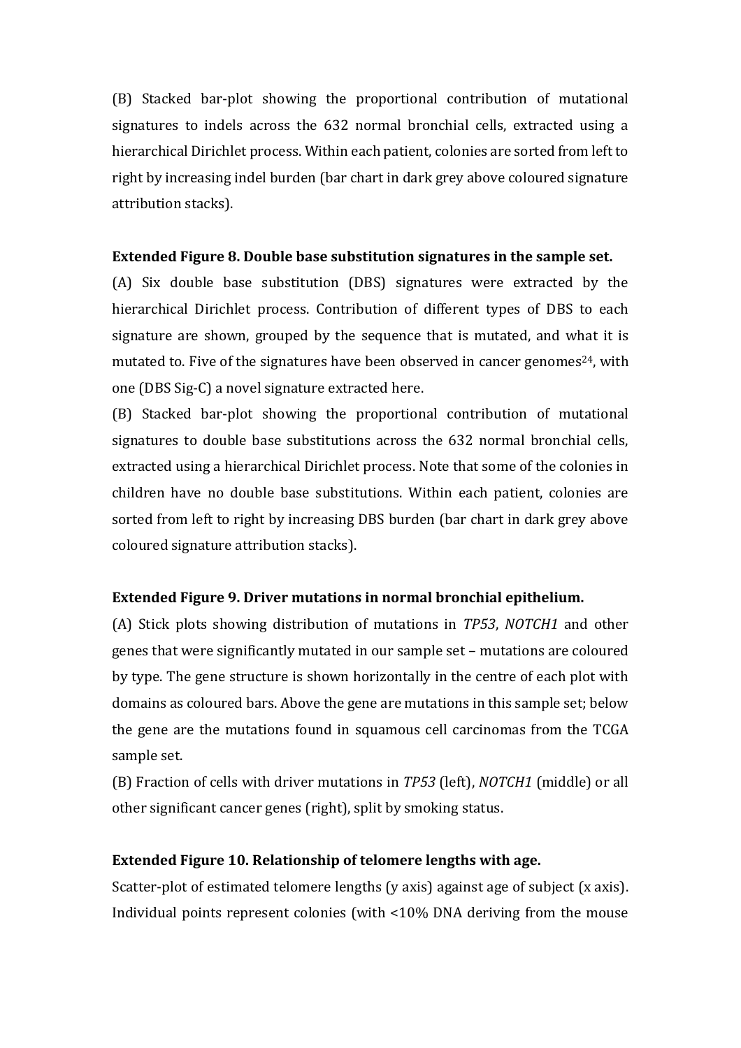(B) Stacked bar-plot showing the proportional contribution of mutational signatures to indels across the 632 normal bronchial cells, extracted using a hierarchical Dirichlet process. Within each patient, colonies are sorted from left to right by increasing indel burden (bar chart in dark grey above coloured signature attribution stacks).

**Extended Figure 8. Double base substitution signatures in the sample set.**

(A) Six double base substitution (DBS) signatures were extracted by the hierarchical Dirichlet process. Contribution of different types of DBS to each signature are shown, grouped by the sequence that is mutated, and what it is mutated to. Five of the signatures have been observed in cancer genomes[24], with one (DBS Sig-C) a novel signature extracted here.

(B) Stacked bar-plot showing the proportional contribution of mutational signatures to double base substitutions across the 632 normal bronchial cells, extracted using a hierarchical Dirichlet process. Note that some of the colonies in children have no double base substitutions. Within each patient, colonies are sorted from left to right by increasing DBS burden (bar chart in dark grey above coloured signature attribution stacks).

**Extended Figure 9. Driver mutations in normal bronchial epithelium.**

(A) Stick plots showing distribution of mutations in *TP53*, *NOTCH1* and other genes that were significantly mutated in our sample set – mutations are coloured by type. The gene structure is shown horizontally in the centre of each plot with domains as coloured bars. Above the gene are mutations in this sample set; below the gene are the mutations found in squamous cell carcinomas from the TCGA sample set.

(B) Fraction of cells with driver mutations in *TP53* (left), *NOTCH1* (middle) or all other significant cancer genes (right), split by smoking status.

**Extended Figure 10. Relationship of telomere lengths with age.**

Scatter-plot of estimated telomere lengths (y axis) against age of subject (x axis). Individual points represent colonies (with <10% DNA deriving from the mouse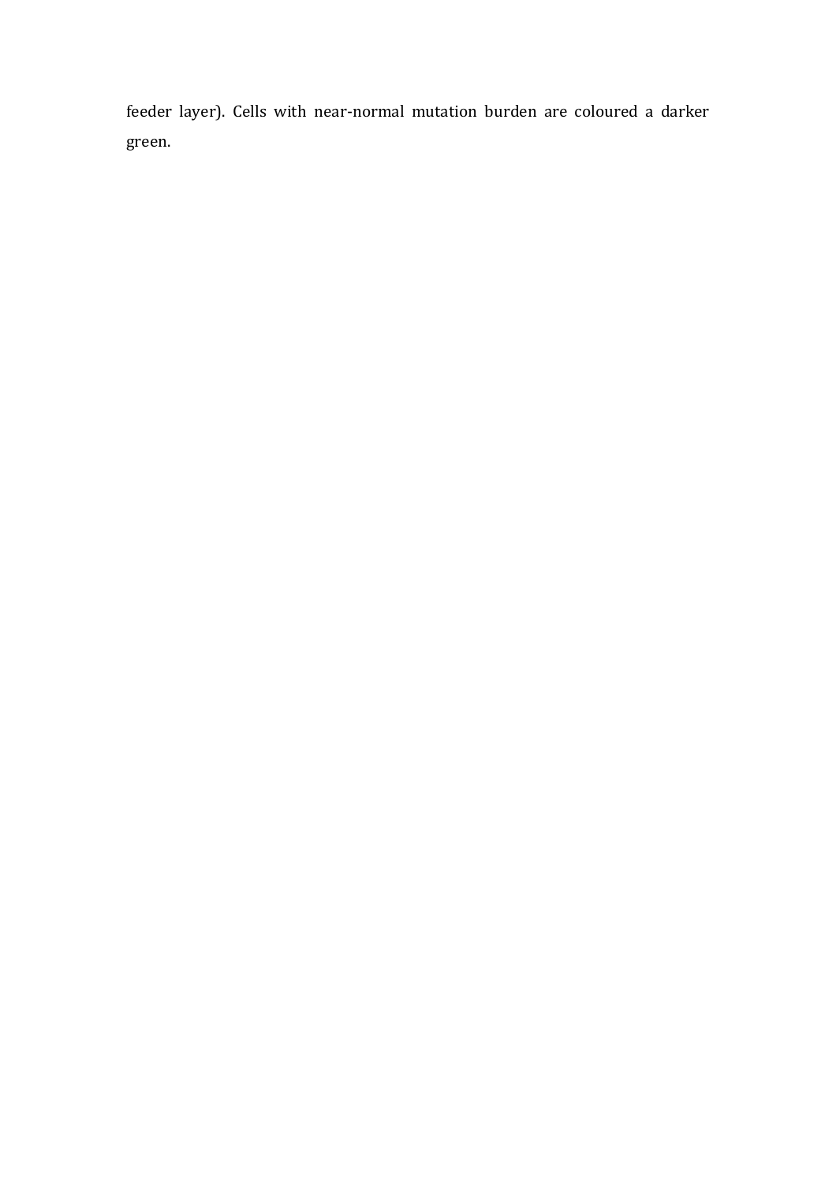feeder layer). Cells with near-normal mutation burden are coloured a darker green.